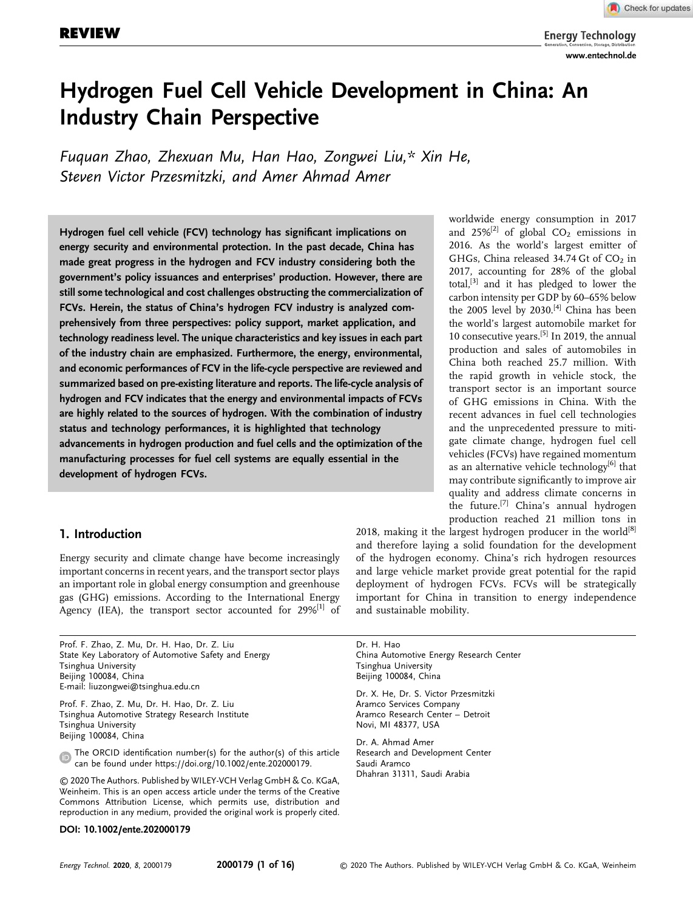REVIEW

# Hydrogen Fuel Cell Vehicle Development in China: An Industry Chain Perspective

*Fuquan Zhao, Zhexuan Mu, Han Hao, Zongwei Liu,\* Xin He, Steven Victor Przesmitzki, and Amer Ahmad Amer*

**Hydrogen fuel cell vehicle (FCV) technology has significant implications on energy security and environmental protection. In the past decade, China has made great progress in the hydrogen and FCV industry considering both the government's policy issuances and enterprises' production. However, there are still some technological and cost challenges obstructing the commercialization of FCVs. Herein, the status of China's hydrogen FCV industry is analyzed comprehensively from three perspectives: policy support, market application, and technology readiness level. The unique characteristics and key issues in each part of the industry chain are emphasized. Furthermore, the energy, environmental, and economic performances of FCV in the life-cycle perspective are reviewed and summarized based on pre-existing literature and reports. The life-cycle analysis of hydrogen and FCV indicates that the energy and environmental impacts of FCVs are highly related to the sources of hydrogen. With the combination of industry status and technology performances, it is highlighted that technology advancements in hydrogen production and fuel cells and the optimization of the manufacturing processes for fuel cell systems are equally essential in the development of hydrogen FCVs.**

## 1. Introduction

Energy security and climate change have become increasingly important concerns in recent years, and the transport sector plays an important role in global energy consumption and greenhouse gas (GHG) emissions. According to the International Energy Agency (IEA), the transport sector accounted for 29%[1] of worldwide energy consumption in 2017 and 25%[2] of global $CO_2$ emissions in 2016. As the world's largest emitter of GHGs, China released 34.74 Gt of $CO_2$ in 2017, accounting for 28% of the global total,[3] and it has pledged to lower the carbon intensity per GDP by 60–65% below the 2005 level by 2030.[4] China has been the world's largest automobile market for 10 consecutive years.[5] In 2019, the annual production and sales of automobiles in China both reached 25.7 million. With the rapid growth in vehicle stock, the transport sector is an important source of GHG emissions in China. With the recent advances in fuel cell technologies and the unprecedented pressure to mitigate climate change, hydrogen fuel cell vehicles (FCVs) have regained momentum as an alternative vehicle technology[6] that may contribute significantly to improve air quality and address climate concerns in the future.[7] China's annual hydrogen production reached 21 million tons in 2018, making it the largest hydrogen producer in the world[8] and therefore laying a solid foundation for the development of the hydrogen economy. China's rich hydrogen resources and large vehicle market provide great potential for the rapid deployment of hydrogen FCVs. FCVs will be strategically important for China in transition to energy independence and sustainable mobility.

---

Prof. F. Zhao, Z. Mu, Dr. H. Hao, Dr. Z. Liu
State Key Laboratory of Automotive Safety and Energy
Tsinghua University
Beijing 100084, China
E-mail: liuzongwei@tsinghua.edu.cn

Prof. F. Zhao, Z. Mu, Dr. H. Hao, Dr. Z. Liu
Tsinghua Automotive Strategy Research Institute
Tsinghua University
Beijing 100084, China

The ORCID identification number(s) for the author(s) of this article can be found under https://doi.org/10.1002/ente.202000179.

© 2020 The Authors. Published by WILEY-VCH Verlag GmbH & Co. KGaA, Weinheim. This is an open access article under the terms of the Creative Commons Attribution License, which permits use, distribution and reproduction in any medium, provided the original work is properly cited.

**DOI: 10.1002/ente.202000179**

Dr. H. Hao
China Automotive Energy Research Center
Tsinghua University
Beijing 100084, China

Dr. X. He, Dr. S. Victor Przesmitzki
Aramco Services Company
Aramco Research Center – Detroit
Novi, MI 48377, USA

Dr. A. Ahmad Amer
Research and Development Center
Saudi Aramco
Dhahran 31311, Saudi Arabia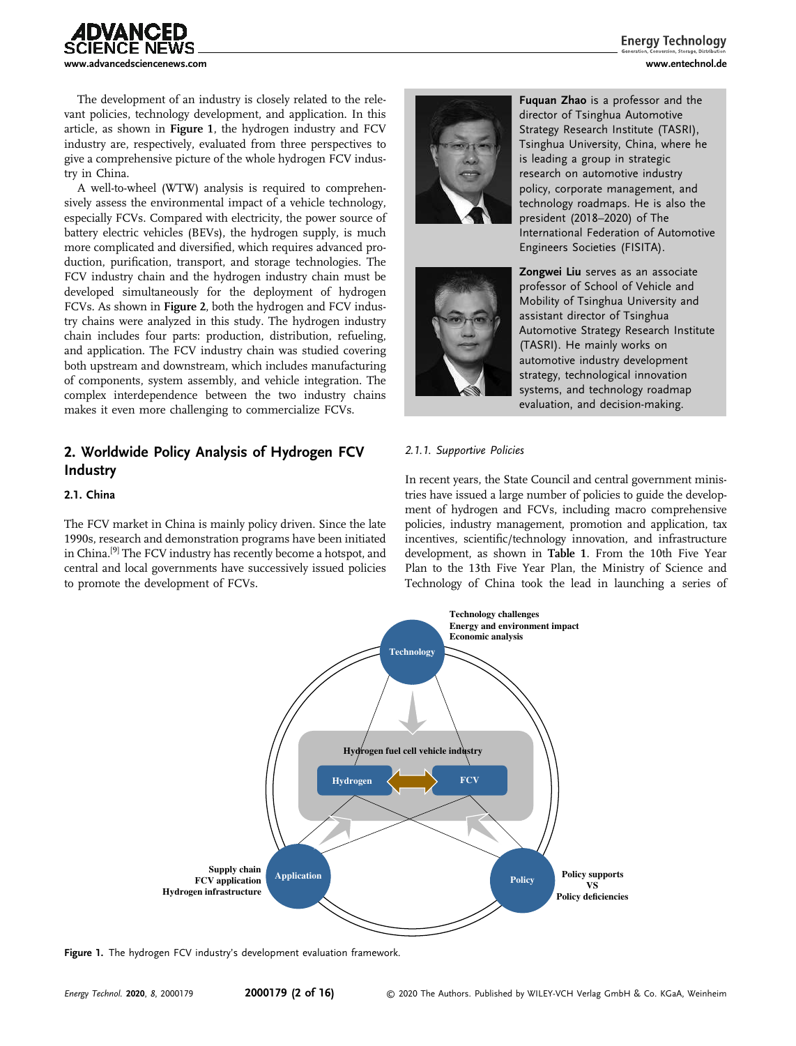The development of an industry is closely related to the relevant policies, technology development, and application. In this article, as shown in **Figure 1**, the hydrogen industry and FCV industry are, respectively, evaluated from three perspectives to give a comprehensive picture of the whole hydrogen FCV industry in China.

A well-to-wheel (WTW) analysis is required to comprehensively assess the environmental impact of a vehicle technology, especially FCVs. Compared with electricity, the power source of battery electric vehicles (BEVs), the hydrogen supply, is much more complicated and diversified, which requires advanced production, purification, transport, and storage technologies. The FCV industry chain and the hydrogen industry chain must be developed simultaneously for the deployment of hydrogen FCVs. As shown in **Figure 2**, both the hydrogen and FCV industry chains were analyzed in this study. The hydrogen industry chain includes four parts: production, distribution, refueling, and application. The FCV industry chain was studied covering both upstream and downstream, which includes manufacturing of components, system assembly, and vehicle integration. The complex interdependence between the two industry chains makes it even more challenging to commercialize FCVs.

**Fuquan Zhao** is a professor and the director of Tsinghua Automotive Strategy Research Institute (TASRI), Tsinghua University, China, where he is leading a group in strategic research on automotive industry policy, corporate management, and technology roadmaps. He is also the president (2018–2020) of The International Federation of Automotive Engineers Societies (FISITA).

**Zongwei Liu** serves as an associate professor of School of Vehicle and Mobility of Tsinghua University and assistant director of Tsinghua Automotive Strategy Research Institute (TASRI). He mainly works on automotive industry development strategy, technological innovation systems, and technology roadmap evaluation, and decision-making.

## 2. Worldwide Policy Analysis of Hydrogen FCV Industry

### 2.1. China

The FCV market in China is mainly policy driven. Since the late 1990s, research and demonstration programs have been initiated in China.[9] The FCV industry has recently become a hotspot, and central and local governments have successively issued policies to promote the development of FCVs.

#### 2.1.1. Supportive Policies

In recent years, the State Council and central government ministries have issued a large number of policies to guide the development of hydrogen and FCVs, including macro comprehensive policies, industry management, promotion and application, tax incentives, scientific/technology innovation, and infrastructure development, as shown in **Table 1**. From the 10th Five Year Plan to the 13th Five Year Plan, the Ministry of Science and Technology of China took the lead in launching a series of

**Figure 1.** The hydrogen FCV industry's development evaluation framework.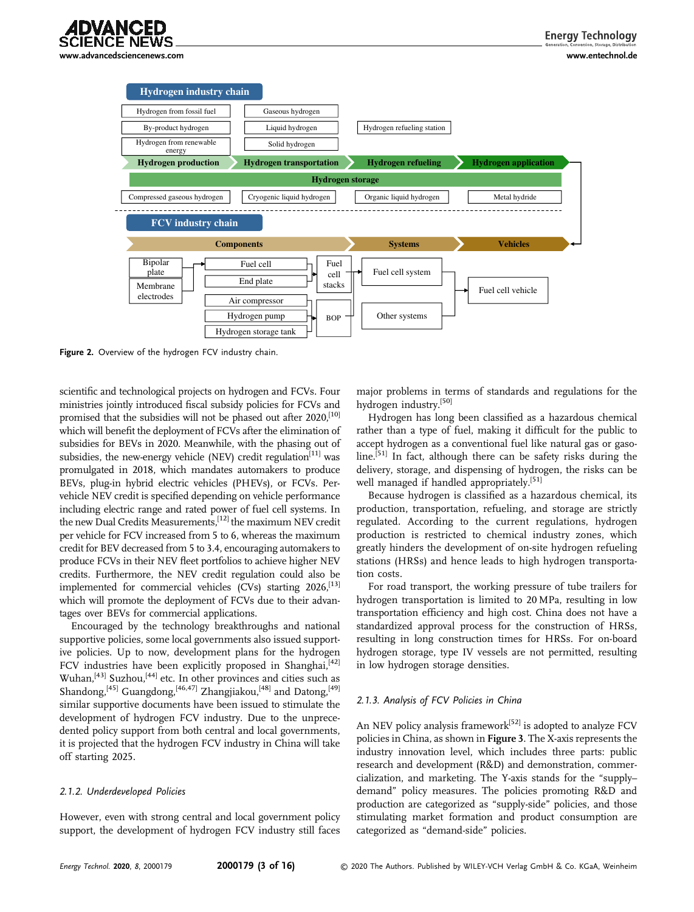Figure 2. Overview of the hydrogen FCV industry chain.

scientific and technological projects on hydrogen and FCVs. Four ministries jointly introduced fiscal subsidy policies for FCVs and promised that the subsidies will not be phased out after 2020,[10] which will benefit the deployment of FCVs after the elimination of subsidies for BEVs in 2020. Meanwhile, with the phasing out of subsidies, the new-energy vehicle (NEV) credit regulation[11] was promulgated in 2018, which mandates automakers to produce BEVs, plug-in hybrid electric vehicles (PHEVs), or FCVs. Per-vehicle NEV credit is specified depending on vehicle performance including electric range and rated power of fuel cell systems. In the new Dual Credits Measurements,[12] the maximum NEV credit per vehicle for FCV increased from 5 to 6, whereas the maximum credit for BEV decreased from 5 to 3.4, encouraging automakers to produce FCVs in their NEV fleet portfolios to achieve higher NEV credits. Furthermore, the NEV credit regulation could also be implemented for commercial vehicles (CVs) starting 2026,[13] which will promote the deployment of FCVs due to their advantages over BEVs for commercial applications.

Encouraged by the technology breakthroughs and national supportive policies, some local governments also issued supportive policies. Up to now, development plans for the hydrogen FCV industries have been explicitly proposed in Shanghai,[42] Wuhan,[43] Suzhou,[44] etc. In other provinces and cities such as Shandong,[45] Guangdong,[46,47] Zhangjiakou,[48] and Datong,[49] similar supportive documents have been issued to stimulate the development of hydrogen FCV industry. Due to the unprecedented policy support from both central and local governments, it is projected that the hydrogen FCV industry in China will take off starting 2025.

### 2.1.2. Underdeveloped Policies

However, even with strong central and local government policy support, the development of hydrogen FCV industry still faces major problems in terms of standards and regulations for the hydrogen industry.[50]

Hydrogen has long been classified as a hazardous chemical rather than a type of fuel, making it difficult for the public to accept hydrogen as a conventional fuel like natural gas or gasoline.[51] In fact, although there can be safety risks during the delivery, storage, and dispensing of hydrogen, the risks can be well managed if handled appropriately.[51]

Because hydrogen is classified as a hazardous chemical, its production, transportation, refueling, and storage are strictly regulated. According to the current regulations, hydrogen production is restricted to chemical industry zones, which greatly hinders the development of on-site hydrogen refueling stations (HRSs) and hence leads to high hydrogen transportation costs.

For road transport, the working pressure of tube trailers for hydrogen transportation is limited to 20 MPa, resulting in low transportation efficiency and high cost. China does not have a standardized approval process for the construction of HRSs, resulting in long construction times for HRSs. For on-board hydrogen storage, type IV vessels are not permitted, resulting in low hydrogen storage densities.

### 2.1.3. Analysis of FCV Policies in China

An NEV policy analysis framework[52] is adopted to analyze FCV policies in China, as shown in **Figure 3**. The X-axis represents the industry innovation level, which includes three parts: public research and development (R&D) and demonstration, commercialization, and marketing. The Y-axis stands for the "supply–demand" policy measures. The policies promoting R&D and production are categorized as "supply-side" policies, and those stimulating market formation and product consumption are categorized as "demand-side" policies.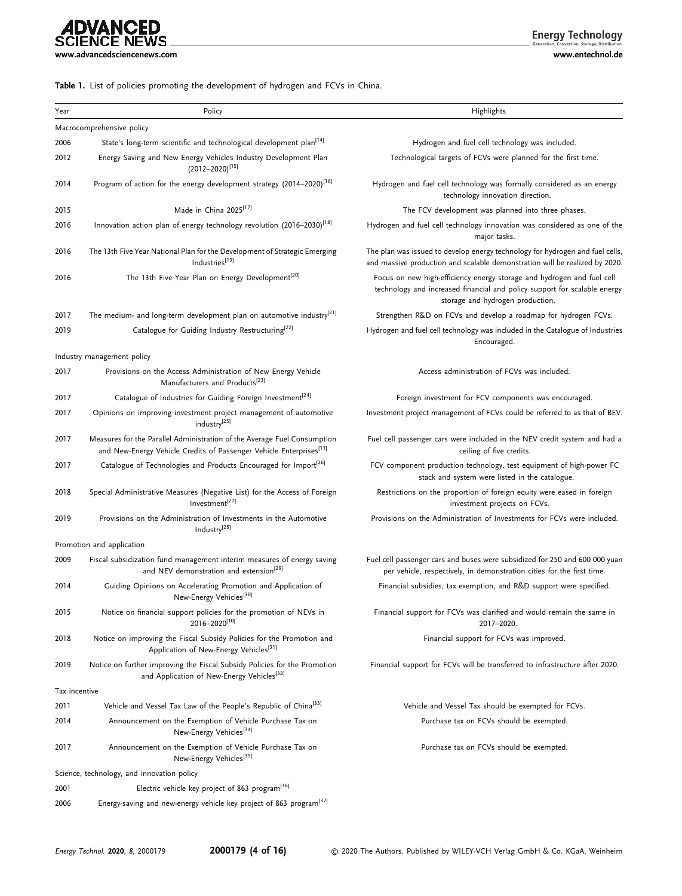**Table 1.** List of policies promoting the development of hydrogen and FCVs in China.

| Year | Policy | Highlights |
|---|---|---|
| Macrocomprehensive policy | | |
| 2006 | State's long-term scientific and technological development plan[14] | Hydrogen and fuel cell technology was included. |
| 2012 | Energy Saving and New Energy Vehicles Industry Development Plan (2012–2020)[15] | Technological targets of FCVs were planned for the first time. |
| 2014 | Program of action for the energy development strategy (2014–2020)[16] | Hydrogen and fuel cell technology was formally considered as an energy technology innovation direction. |
| 2015 | Made in China 2025[17] | The FCV development was planned into three phases. |
| 2016 | Innovation action plan of energy technology revolution (2016–2030)[18] | Hydrogen and fuel cell technology innovation was considered as one of the major tasks. |
| 2016 | The 13th Five Year National Plan for the Development of Strategic Emerging Industries[19] | The plan was issued to develop energy technology for hydrogen and fuel cells, and massive production and scalable demonstration will be realized by 2020. |
| 2016 | The 13th Five Year Plan on Energy Development[20] | Focus on new high-efficiency energy storage and hydrogen and fuel cell technology and increased financial and policy support for scalable energy storage and hydrogen production. |
| 2017 | The medium- and long-term development plan on automotive industry[21] | Strengthen R&D on FCVs and develop a roadmap for hydrogen FCVs. |
| 2019 | Catalogue for Guiding Industry Restructuring[22] | Hydrogen and fuel cell technology was included in the Catalogue of Industries Encouraged. |
| Industry management policy | | |
| 2017 | Provisions on the Access Administration of New Energy Vehicle Manufacturers and Products[23] | Access administration of FCVs was included. |
| 2017 | Catalogue of Industries for Guiding Foreign Investment[24] | Foreign investment for FCV components was encouraged. |
| 2017 | Opinions on improving investment project management of automotive industry[25] | Investment project management of FCVs could be referred to as that of BEV. |
| 2017 | Measures for the Parallel Administration of the Average Fuel Consumption and New-Energy Vehicle Credits of Passenger Vehicle Enterprises[11] | Fuel cell passenger cars were included in the NEV credit system and had a ceiling of five credits. |
| 2017 | Catalogue of Technologies and Products Encouraged for Import[26] | FCV component production technology, test equipment of high-power FC stack and system were listed in the catalogue. |
| 2018 | Special Administrative Measures (Negative List) for the Access of Foreign Investment[27] | Restrictions on the proportion of foreign equity were eased in foreign investment projects on FCVs. |
| 2019 | Provisions on the Administration of Investments in the Automotive Industry[28] | Provisions on the Administration of Investments for FCVs were included. |
| Promotion and application | | |
| 2009 | Fiscal subsidization fund management interim measures of energy saving and NEV demonstration and extension[29] | Fuel cell passenger cars and buses were subsidized for 250 and 600 000 yuan per vehicle, respectively, in demonstration cities for the first time. |
| 2014 | Guiding Opinions on Accelerating Promotion and Application of New-Energy Vehicles[30] | Financial subsidies, tax exemption, and R&D support were specified. |
| 2015 | Notice on financial support policies for the promotion of NEVs in 2016–2020[10] | Financial support for FCVs was clarified and would remain the same in 2017–2020. |
| 2018 | Notice on improving the Fiscal Subsidy Policies for the Promotion and Application of New-Energy Vehicles[31] | Financial support for FCVs was improved. |
| 2019 | Notice on further improving the Fiscal Subsidy Policies for the Promotion and Application of New-Energy Vehicles[32] | Financial support for FCVs will be transferred to infrastructure after 2020. |
| Tax incentive | | |
| 2011 | Vehicle and Vessel Tax Law of the People's Republic of China[33] | Vehicle and Vessel Tax should be exempted for FCVs. |
| 2014 | Announcement on the Exemption of Vehicle Purchase Tax on New-Energy Vehicles[34] | Purchase tax on FCVs should be exempted. |
| 2017 | Announcement on the Exemption of Vehicle Purchase Tax on New-Energy Vehicles[35] | Purchase tax on FCVs should be exempted. |
| Science, technology, and innovation policy | | |
| 2001 | Electric vehicle key project of 863 program[36] | |
| 2006 | Energy-saving and new-energy vehicle key project of 863 program[37] | |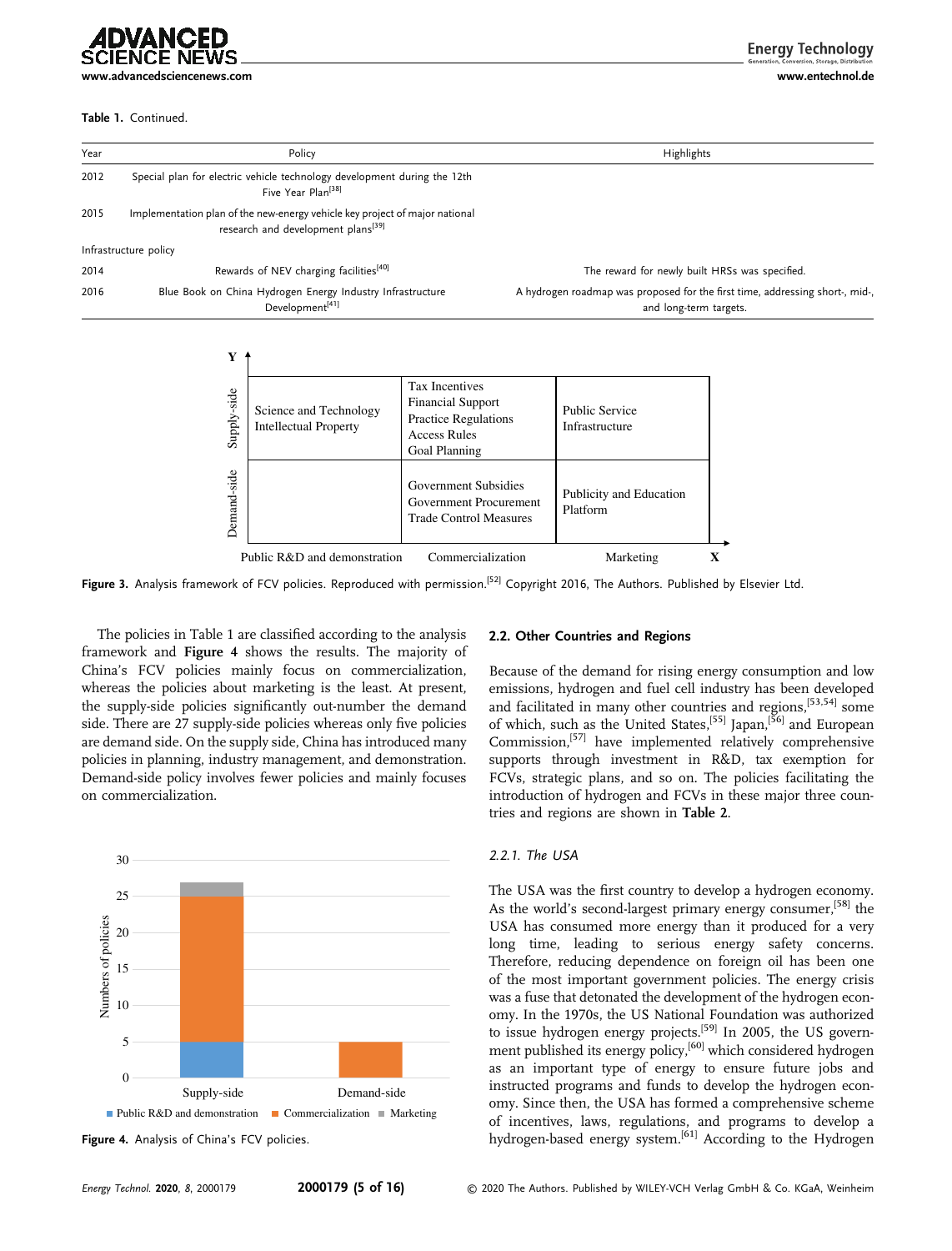Table 1. Continued.

| Year | Policy | Highlights |
|---|---|---|
| 2012 | Special plan for electric vehicle technology development during the 12th Five Year Plan[38] | |
| 2015 | Implementation plan of the new-energy vehicle key project of major national research and development plans[39] | |
| Infrastructure policy | | |
| 2014 | Rewards of NEV charging facilities[40] | The reward for newly built HRSs was specified. |
| 2016 | Blue Book on China Hydrogen Energy Industry Infrastructure Development[41] | A hydrogen roadmap was proposed for the first time, addressing short-, mid-, and long-term targets. |

| | Public R&D and demonstration | Commercialization | Marketing |
|---|---|---|---|
| Supply-side | Science and Technology<br>Intellectual Property | Tax Incentives<br>Financial Support<br>Practice Regulations<br>Access Rules<br>Goal Planning | Public Service<br>Infrastructure |
| Demand-side | | Government Subsidies<br>Government Procurement<br>Trade Control Measures | Publicity and Education<br>Platform |

Figure 3. Analysis framework of FCV policies. Reproduced with permission.[52] Copyright 2016, The Authors. Published by Elsevier Ltd.

The policies in Table 1 are classified according to the analysis framework and **Figure 4** shows the results. The majority of China's FCV policies mainly focus on commercialization, whereas the policies about marketing is the least. At present, the supply-side policies significantly out-number the demand side. There are 27 supply-side policies whereas only five policies are demand side. On the supply side, China has introduced many policies in planning, industry management, and demonstration. Demand-side policy involves fewer policies and mainly focuses on commercialization.

Figure 4. Analysis of China's FCV policies.

### 2.2. Other Countries and Regions

Because of the demand for rising energy consumption and low emissions, hydrogen and fuel cell industry has been developed and facilitated in many other countries and regions,[53,54] some of which, such as the United States,[55] Japan,[56] and European Commission,[57] have implemented relatively comprehensive supports through investment in R&D, tax exemption for FCVs, strategic plans, and so on. The policies facilitating the introduction of hydrogen and FCVs in these major three countries and regions are shown in **Table 2**.

#### *2.2.1. The USA*

The USA was the first country to develop a hydrogen economy. As the world's second-largest primary energy consumer,[58] the USA has consumed more energy than it produced for a very long time, leading to serious energy safety concerns. Therefore, reducing dependence on foreign oil has been one of the most important government policies. The energy crisis was a fuse that detonated the development of the hydrogen economy. In the 1970s, the US National Foundation was authorized to issue hydrogen energy projects.[59] In 2005, the US government published its energy policy,[60] which considered hydrogen as an important type of energy to ensure future jobs and instructed programs and funds to develop the hydrogen economy. Since then, the USA has formed a comprehensive scheme of incentives, laws, regulations, and programs to develop a hydrogen-based energy system.[61] According to the Hydrogen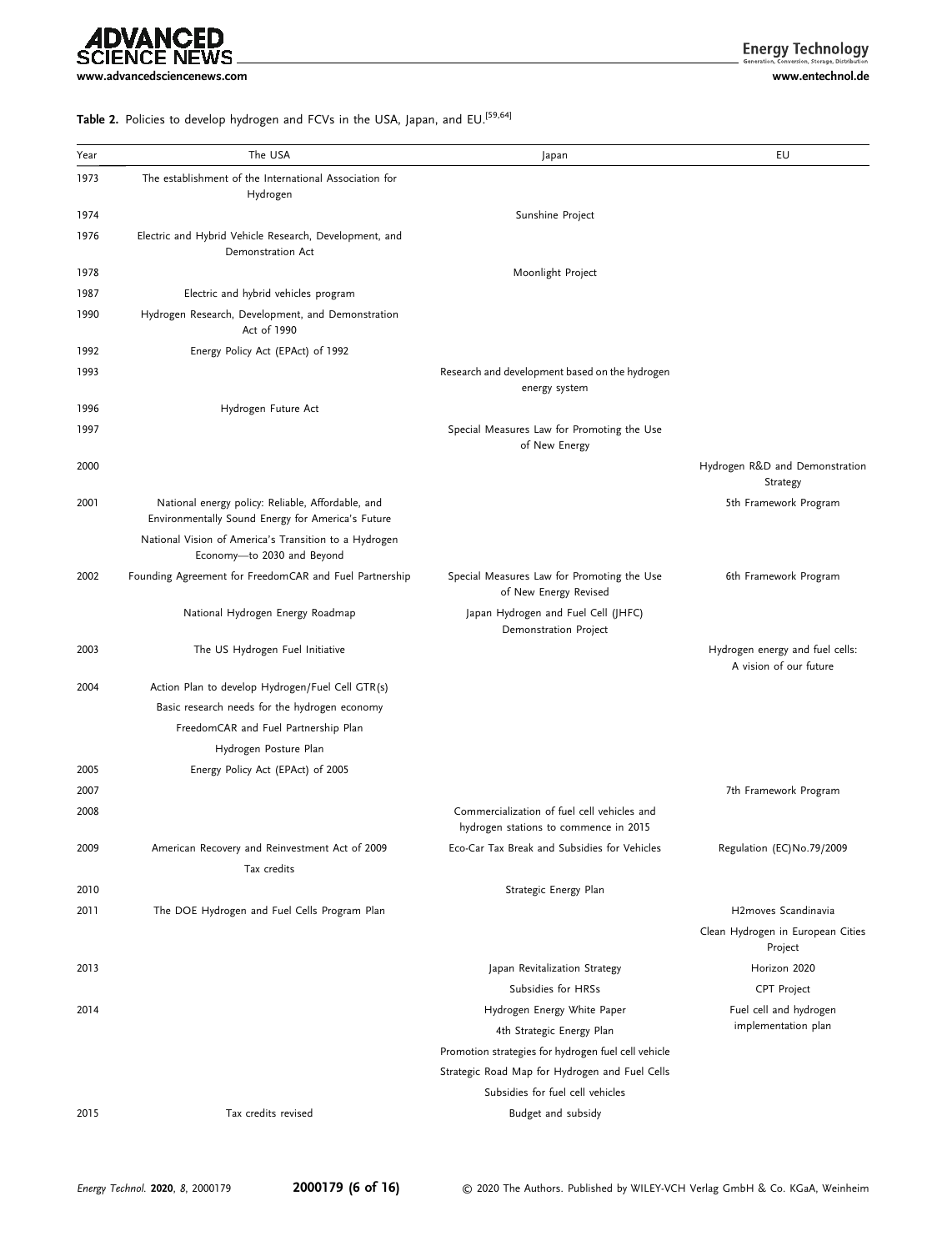**Table 2.** Policies to develop hydrogen and FCVs in the USA, Japan, and EU.[59,64]

| Year | The USA | Japan | EU |
|---|---|---|---|
| 1973 | The establishment of the International Association for Hydrogen | | |
| 1974 | | Sunshine Project | |
| 1976 | Electric and Hybrid Vehicle Research, Development, and Demonstration Act | | |
| 1978 | | Moonlight Project | |
| 1987 | Electric and hybrid vehicles program | | |
| 1990 | Hydrogen Research, Development, and Demonstration Act of 1990 | | |
| 1992 | Energy Policy Act (EPAct) of 1992 | | |
| 1993 | | Research and development based on the hydrogen energy system | |
| 1996 | Hydrogen Future Act | | |
| 1997 | | Special Measures Law for Promoting the Use of New Energy | |
| 2000 | | | Hydrogen R&D and Demonstration Strategy |
| 2001 | National energy policy: Reliable, Affordable, and Environmentally Sound Energy for America's Future | | 5th Framework Program |
| | National Vision of America's Transition to a Hydrogen Economy—to 2030 and Beyond | | |
| 2002 | Founding Agreement for FreedomCAR and Fuel Partnership | Special Measures Law for Promoting the Use of New Energy Revised | 6th Framework Program |
| | National Hydrogen Energy Roadmap | Japan Hydrogen and Fuel Cell (JHFC) Demonstration Project | |
| 2003 | The US Hydrogen Fuel Initiative | | Hydrogen energy and fuel cells: A vision of our future |
| 2004 | Action Plan to develop Hydrogen/Fuel Cell GTR(s) | | |
| | Basic research needs for the hydrogen economy | | |
| | FreedomCAR and Fuel Partnership Plan | | |
| | Hydrogen Posture Plan | | |
| 2005 | Energy Policy Act (EPAct) of 2005 | | |
| 2007 | | | 7th Framework Program |
| 2008 | | Commercialization of fuel cell vehicles and hydrogen stations to commence in 2015 | |
| 2009 | American Recovery and Reinvestment Act of 2009 | Eco-Car Tax Break and Subsidies for Vehicles | Regulation (EC)No.79/2009 |
| | Tax credits | | |
| 2010 | | Strategic Energy Plan | |
| 2011 | The DOE Hydrogen and Fuel Cells Program Plan | | H2moves Scandinavia |
| | | | Clean Hydrogen in European Cities Project |
| 2013 | | Japan Revitalization Strategy | Horizon 2020 |
| | | Subsidies for HRSs | CPT Project |
| 2014 | | Hydrogen Energy White Paper | Fuel cell and hydrogen implementation plan |
| | | 4th Strategic Energy Plan | |
| | | Promotion strategies for hydrogen fuel cell vehicle | |
| | | Strategic Road Map for Hydrogen and Fuel Cells | |
| | | Subsidies for fuel cell vehicles | |
| 2015 | Tax credits revised | Budget and subsidy | |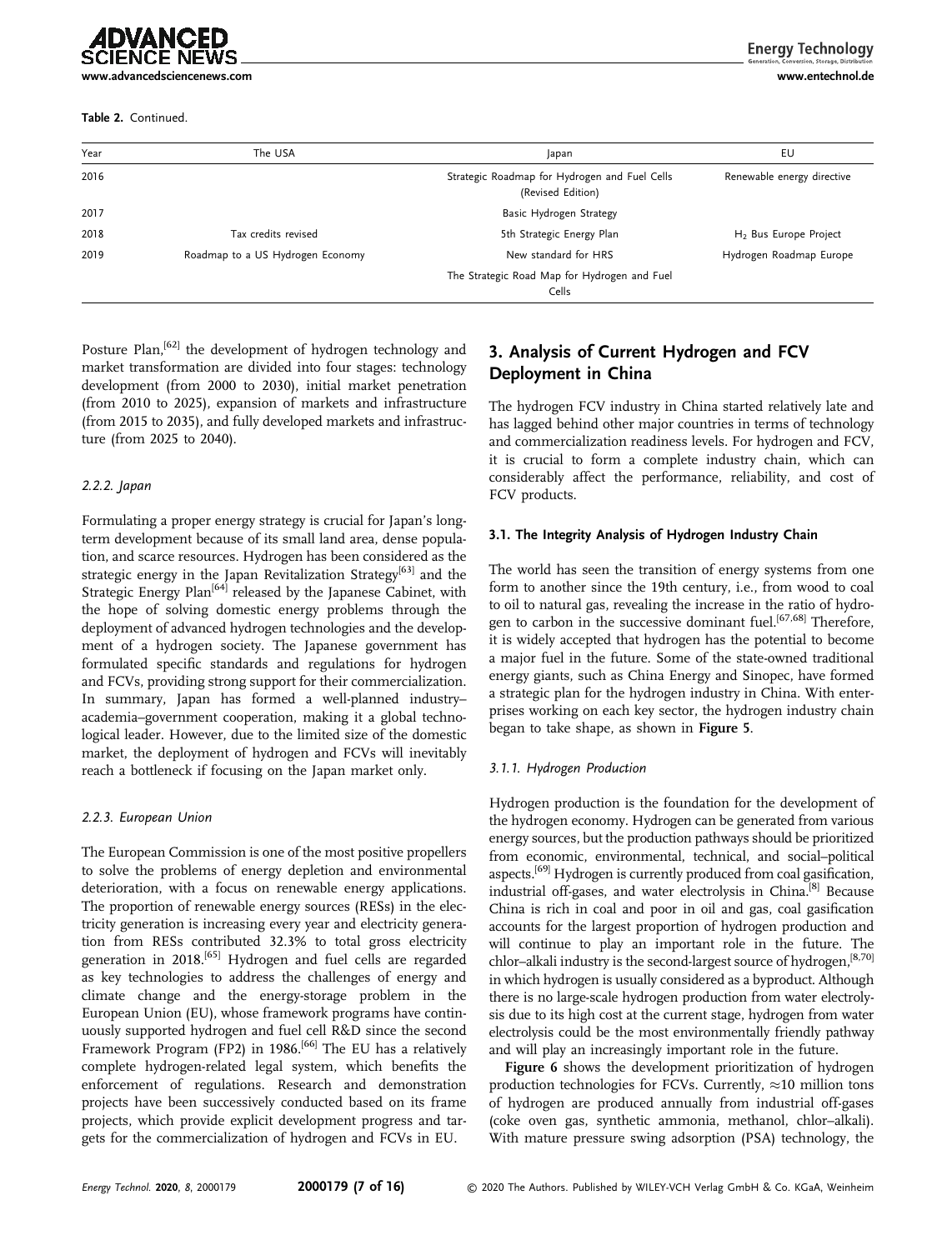**Table 2.** Continued.

| Year | The USA | Japan | EU |
|---|---|---|---|
| 2016 | | Strategic Roadmap for Hydrogen and Fuel Cells (Revised Edition) | Renewable energy directive |
| 2017 | | Basic Hydrogen Strategy | |
| 2018 | Tax credits revised | 5th Strategic Energy Plan | $H_2$ Bus Europe Project |
| 2019 | Roadmap to a US Hydrogen Economy | New standard for HRS | Hydrogen Roadmap Europe |
| | | The Strategic Road Map for Hydrogen and Fuel Cells | |

Posture Plan,[62] the development of hydrogen technology and market transformation are divided into four stages: technology development (from 2000 to 2030), initial market penetration (from 2010 to 2025), expansion of markets and infrastructure (from 2015 to 2035), and fully developed markets and infrastructure (from 2025 to 2040).

#### 2.2.2. Japan

Formulating a proper energy strategy is crucial for Japan's long-term development because of its small land area, dense population, and scarce resources. Hydrogen has been considered as the strategic energy in the Japan Revitalization Strategy[63] and the Strategic Energy Plan[64] released by the Japanese Cabinet, with the hope of solving domestic energy problems through the deployment of advanced hydrogen technologies and the development of a hydrogen society. The Japanese government has formulated specific standards and regulations for hydrogen and FCVs, providing strong support for their commercialization. In summary, Japan has formed a well-planned industry–academia–government cooperation, making it a global technological leader. However, due to the limited size of the domestic market, the deployment of hydrogen and FCVs will inevitably reach a bottleneck if focusing on the Japan market only.

#### 2.2.3. European Union

The European Commission is one of the most positive propellers to solve the problems of energy depletion and environmental deterioration, with a focus on renewable energy applications. The proportion of renewable energy sources (RESs) in the electricity generation is increasing every year and electricity generation from RESs contributed 32.3% to total gross electricity generation in 2018.[65] Hydrogen and fuel cells are regarded as key technologies to address the challenges of energy and climate change and the energy-storage problem in the European Union (EU), whose framework programs have continuously supported hydrogen and fuel cell R&D since the second Framework Program (FP2) in 1986.[66] The EU has a relatively complete hydrogen-related legal system, which benefits the enforcement of regulations. Research and demonstration projects have been successively conducted based on its frame projects, which provide explicit development progress and targets for the commercialization of hydrogen and FCVs in EU.

## 3. Analysis of Current Hydrogen and FCV Deployment in China

The hydrogen FCV industry in China started relatively late and has lagged behind other major countries in terms of technology and commercialization readiness levels. For hydrogen and FCV, it is crucial to form a complete industry chain, which can considerably affect the performance, reliability, and cost of FCV products.

### 3.1. The Integrity Analysis of Hydrogen Industry Chain

The world has seen the transition of energy systems from one form to another since the 19th century, i.e., from wood to coal to oil to natural gas, revealing the increase in the ratio of hydrogen to carbon in the successive dominant fuel.[67,68] Therefore, it is widely accepted that hydrogen has the potential to become a major fuel in the future. Some of the state-owned traditional energy giants, such as China Energy and Sinopec, have formed a strategic plan for the hydrogen industry in China. With enterprises working on each key sector, the hydrogen industry chain began to take shape, as shown in **Figure 5**.

#### 3.1.1. Hydrogen Production

Hydrogen production is the foundation for the development of the hydrogen economy. Hydrogen can be generated from various energy sources, but the production pathways should be prioritized from economic, environmental, technical, and social–political aspects.[69] Hydrogen is currently produced from coal gasification, industrial off-gases, and water electrolysis in China.[8] Because China is rich in coal and poor in oil and gas, coal gasification accounts for the largest proportion of hydrogen production and will continue to play an important role in the future. The chlor–alkali industry is the second-largest source of hydrogen,[8,70] in which hydrogen is usually considered as a byproduct. Although there is no large-scale hydrogen production from water electrolysis due to its high cost at the current stage, hydrogen from water electrolysis could be the most environmentally friendly pathway and will play an increasingly important role in the future.

**Figure 6** shows the development prioritization of hydrogen production technologies for FCVs. Currently, ≈10 million tons of hydrogen are produced annually from industrial off-gases (coke oven gas, synthetic ammonia, methanol, chlor–alkali). With mature pressure swing adsorption (PSA) technology, the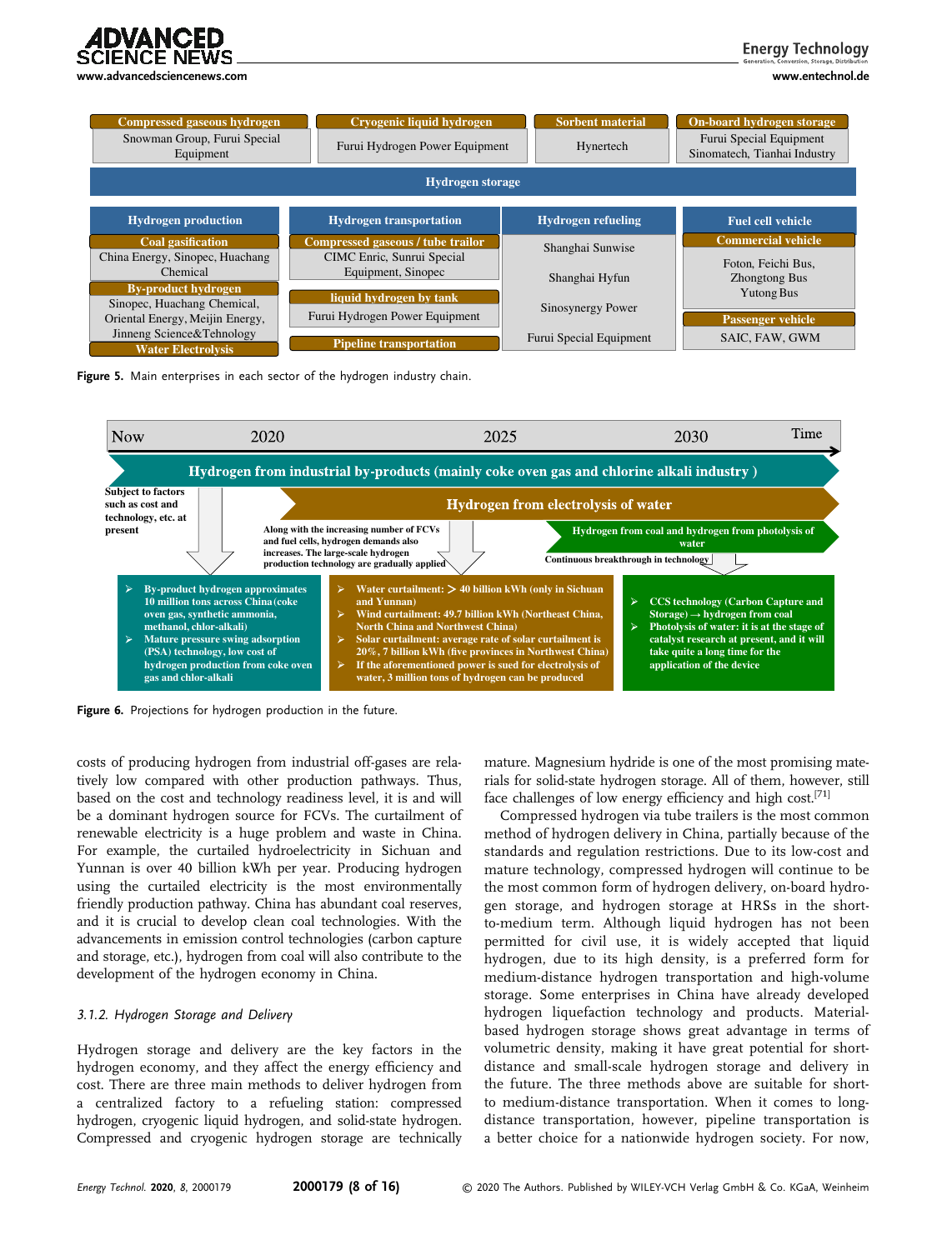| Compressed gaseous hydrogen | Cryogenic liquid hydrogen | Sorbent material | On-board hydrogen storage |
|---|---|---|---|
| Snowman Group, Furui Special Equipment | Furui Hydrogen Power Equipment | Hynertech | Furui Special Equipment Sinomatech, Tianhai Industry |

**Hydrogen storage**

| Hydrogen production | Hydrogen transportation | Hydrogen refueling | Fuel cell vehicle |
|---|---|---|---|
| **Coal gasification**: China Energy, Sinopec, Huachang Chemical | **Compressed gaseous / tube trailor**: CIMC Enric, Sunrui Special Equipment, Sinopec | Shanghai Sunwise | **Commercial vehicle**: Foton, Feichi Bus, Zhongtong Bus Yutong Bus |
| **By-product hydrogen**: Sinopec, Huachang Chemical, Oriental Energy, Meijin Energy, Jinneng Science&Tehnology | **liquid hydrogen by tank**: Furui Hydrogen Power Equipment | Shanghai Hyfun | **Passenger vehicle**: SAIC, FAW, GWM |
| **Water Electrolysis** | **Pipeline transportation** | Sinosynergy Power | |
| | | Furui Special Equipment | |

Figure 5. Main enterprises in each sector of the hydrogen industry chain.

Now — 2020 — 2025 — 2030 — Time

**Hydrogen from industrial by-products (mainly coke oven gas and chlorine alkali industry )**

Subject to factors such as cost and technology, etc. at present

**Hydrogen from electrolysis of water**

Along with the increasing number of FCVs and fuel cells, hydrogen demands also increases. The large-scale hydrogen production technology are gradually applied

**Hydrogen from coal and hydrogen from photolysis of water**

Continuous breakthrough in technology

- By-product hydrogen approximates 10 million tons across China (coke oven gas, synthetic ammonia, methanol, chlor-alkali)
- Mature pressure swing adsorption (PSA) technology, low cost of hydrogen production from coke oven gas and chlor-alkali

- Water curtailment: > 40 billion kWh (only in Sichuan and Yunnan)
- Wind curtailment: 49.7 billion kWh (Northeast China, North China and Northwest China)
- Solar curtailment: average rate of solar curtailment is 20%, 7 billion kWh (five provinces in Northwest China)
- If the aforementioned power is sued for electrolysis of water, 3 million tons of hydrogen can be produced

- CCS technology (Carbon Capture and Storage) → hydrogen from coal
- Photolysis of water: it is at the stage of catalyst research at present, and it will take quite a long time for the application of the device

Figure 6. Projections for hydrogen production in the future.

costs of producing hydrogen from industrial off-gases are relatively low compared with other production pathways. Thus, based on the cost and technology readiness level, it is and will be a dominant hydrogen source for FCVs. The curtailment of renewable electricity is a huge problem and waste in China. For example, the curtailed hydroelectricity in Sichuan and Yunnan is over 40 billion kWh per year. Producing hydrogen using the curtailed electricity is the most environmentally friendly production pathway. China has abundant coal reserves, and it is crucial to develop clean coal technologies. With the advancements in emission control technologies (carbon capture and storage, etc.), hydrogen from coal will also contribute to the development of the hydrogen economy in China.

### 3.1.2. Hydrogen Storage and Delivery

Hydrogen storage and delivery are the key factors in the hydrogen economy, and they affect the energy efficiency and cost. There are three main methods to deliver hydrogen from a centralized factory to a refueling station: compressed hydrogen, cryogenic liquid hydrogen, and solid-state hydrogen. Compressed and cryogenic hydrogen storage are technically mature. Magnesium hydride is one of the most promising materials for solid-state hydrogen storage. All of them, however, still face challenges of low energy efficiency and high cost.[71]

Compressed hydrogen via tube trailers is the most common method of hydrogen delivery in China, partially because of the standards and regulation restrictions. Due to its low-cost and mature technology, compressed hydrogen will continue to be the most common form of hydrogen delivery, on-board hydrogen storage, and hydrogen storage at HRSs in the short-to-medium term. Although liquid hydrogen has not been permitted for civil use, it is widely accepted that liquid hydrogen, due to its high density, is a preferred form for medium-distance hydrogen transportation and high-volume storage. Some enterprises in China have already developed hydrogen liquefaction technology and products. Material-based hydrogen storage shows great advantage in terms of volumetric density, making it have great potential for short-distance and small-scale hydrogen storage and delivery in the future. The three methods above are suitable for short- to medium-distance transportation. When it comes to long-distance transportation, however, pipeline transportation is a better choice for a nationwide hydrogen society. For now,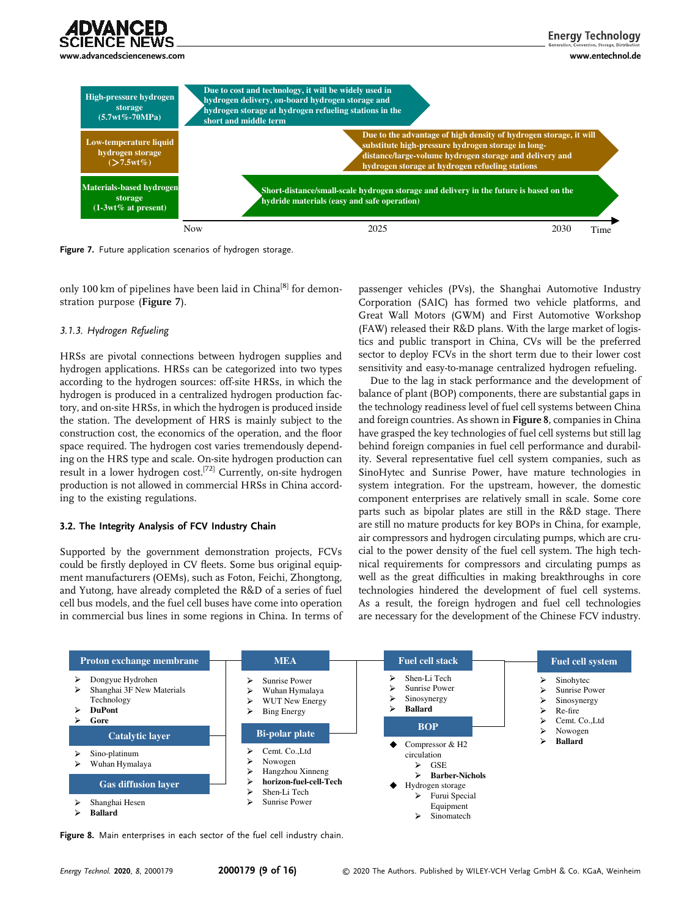| | | | |
|---|---|---|---|
| **High-pressure hydrogen storage (5.7wt%-70MPa)** | Due to cost and technology, it will be widely used in hydrogen delivery, on-board hydrogen storage and hydrogen storage at hydrogen refueling stations in the short and middle term | | |
| **Low-temperature liquid hydrogen storage (>7.5wt%)** | | Due to the advantage of high density of hydrogen storage, it will substitute high-pressure hydrogen storage in long-distance/large-volume hydrogen storage and delivery and hydrogen storage at hydrogen refueling stations | |
| **Materials-based hydrogen storage (1-3wt% at present)** | Short-distance/small-scale hydrogen storage and delivery in the future is based on the hydride materials (easy and safe operation) | | |
| Time | Now | 2025 | 2030 |

**Figure 7.** Future application scenarios of hydrogen storage.

only 100 km of pipelines have been laid in China[8] for demonstration purpose (**Figure 7**).

#### 3.1.3. Hydrogen Refueling

HRSs are pivotal connections between hydrogen supplies and hydrogen applications. HRSs can be categorized into two types according to the hydrogen sources: off-site HRSs, in which the hydrogen is produced in a centralized hydrogen production factory, and on-site HRSs, in which the hydrogen is produced inside the station. The development of HRS is mainly subject to the construction cost, the economics of the operation, and the floor space required. The hydrogen cost varies tremendously depending on the HRS type and scale. On-site hydrogen production can result in a lower hydrogen cost.[72] Currently, on-site hydrogen production is not allowed in commercial HRSs in China according to the existing regulations.

### 3.2. The Integrity Analysis of FCV Industry Chain

Supported by the government demonstration projects, FCVs could be firstly deployed in CV fleets. Some bus original equipment manufacturers (OEMs), such as Foton, Feichi, Zhongtong, and Yutong, have already completed the R&D of a series of fuel cell bus models, and the fuel cell buses have come into operation in commercial bus lines in some regions in China. In terms of passenger vehicles (PVs), the Shanghai Automotive Industry Corporation (SAIC) has formed two vehicle platforms, and Great Wall Motors (GWM) and First Automotive Workshop (FAW) released their R&D plans. With the large market of logistics and public transport in China, CVs will be the preferred sector to deploy FCVs in the short term due to their lower cost sensitivity and easy-to-manage centralized hydrogen refueling.

Due to the lag in stack performance and the development of balance of plant (BOP) components, there are substantial gaps in the technology readiness level of fuel cell systems between China and foreign countries. As shown in **Figure 8**, companies in China have grasped the key technologies of fuel cell systems but still lag behind foreign companies in fuel cell performance and durability. Several representative fuel cell system companies, such as SinoHytec and Sunrise Power, have mature technologies in system integration. For the upstream, however, the domestic component enterprises are relatively small in scale. Some core parts such as bipolar plates are still in the R&D stage. There are still no mature products for key BOPs in China, for example, air compressors and hydrogen circulating pumps, which are crucial to the power density of the fuel cell system. The high technical requirements for compressors and circulating pumps as well as the great difficulties in making breakthroughs in core technologies hindered the development of fuel cell systems. As a result, the foreign hydrogen and fuel cell technologies are necessary for the development of the Chinese FCV industry.

**Proton exchange membrane**
- Dongyue Hydrohen
- Shanghai 3F New Materials Technology
- **DuPont**
- **Gore**

**Catalytic layer**
- Sino-platinum
- Wuhan Hymalaya

**Gas diffusion layer**
- Shanghai Hesen
- **Ballard**

**MEA**
- Sunrise Power
- Wuhan Hymalaya
- WUT New Energy
- Bing Energy

**Bi-polar plate**
- Cemt. Co.,Ltd
- Nowogen
- Hangzhou Xinneng
- **horizon-fuel-cell-Tech**
- Shen-Li Tech
- Sunrise Power

**Fuel cell stack**
- Shen-Li Tech
- Sunrise Power
- Sinosynergy
- **Ballard**

**BOP**
- Compressor & H2 circulation
  - GSE
  - **Barber-Nichols**
- Hydrogen storage
  - Furui Special Equipment
  - Sinomatech

**Fuel cell system**
- Sinohytec
- Sunrise Power
- Sinosynergy
- Re-fire
- Cemt. Co.,Ltd
- Nowogen
- **Ballard**

**Figure 8.** Main enterprises in each sector of the fuel cell industry chain.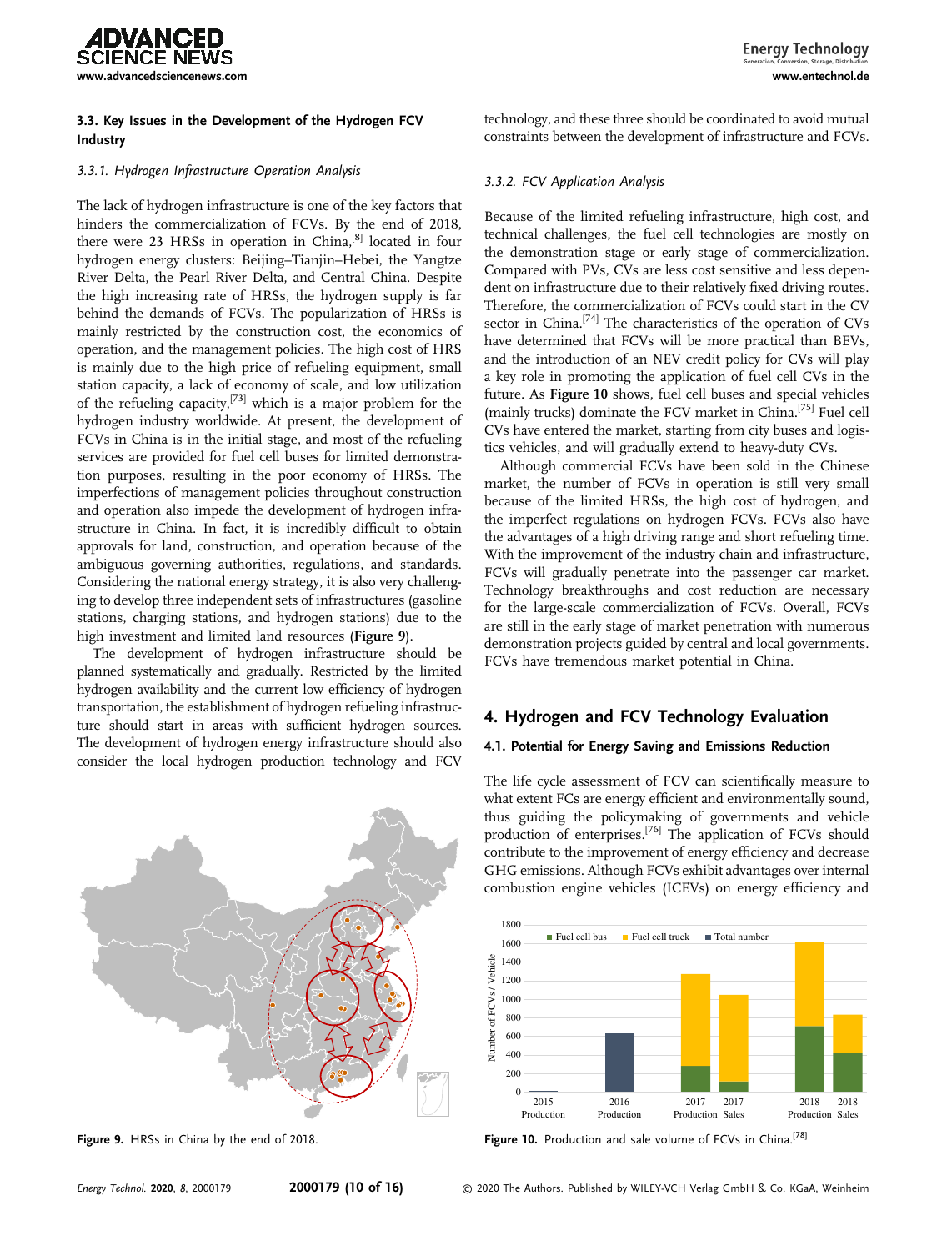### 3.3. Key Issues in the Development of the Hydrogen FCV Industry

#### 3.3.1. Hydrogen Infrastructure Operation Analysis

The lack of hydrogen infrastructure is one of the key factors that hinders the commercialization of FCVs. By the end of 2018, there were 23 HRSs in operation in China,[8] located in four hydrogen energy clusters: Beijing–Tianjin–Hebei, the Yangtze River Delta, the Pearl River Delta, and Central China. Despite the high increasing rate of HRSs, the hydrogen supply is far behind the demands of FCVs. The popularization of HRSs is mainly restricted by the construction cost, the economics of operation, and the management policies. The high cost of HRS is mainly due to the high price of refueling equipment, small station capacity, a lack of economy of scale, and low utilization of the refueling capacity,[73] which is a major problem for the hydrogen industry worldwide. At present, the development of FCVs in China is in the initial stage, and most of the refueling services are provided for fuel cell buses for limited demonstration purposes, resulting in the poor economy of HRSs. The imperfections of management policies throughout construction and operation also impede the development of hydrogen infrastructure in China. In fact, it is incredibly difficult to obtain approvals for land, construction, and operation because of the ambiguous governing authorities, regulations, and standards. Considering the national energy strategy, it is also very challenging to develop three independent sets of infrastructures (gasoline stations, charging stations, and hydrogen stations) due to the high investment and limited land resources (**Figure 9**).

The development of hydrogen infrastructure should be planned systematically and gradually. Restricted by the limited hydrogen availability and the current low efficiency of hydrogen transportation, the establishment of hydrogen refueling infrastructure should start in areas with sufficient hydrogen sources. The development of hydrogen energy infrastructure should also consider the local hydrogen production technology and FCV technology, and these three should be coordinated to avoid mutual constraints between the development of infrastructure and FCVs.

**Figure 9.** HRSs in China by the end of 2018.

#### 3.3.2. FCV Application Analysis

Because of the limited refueling infrastructure, high cost, and technical challenges, the fuel cell technologies are mostly on the demonstration stage or early stage of commercialization. Compared with PVs, CVs are less cost sensitive and less dependent on infrastructure due to their relatively fixed driving routes. Therefore, the commercialization of FCVs could start in the CV sector in China.[74] The characteristics of the operation of CVs have determined that FCVs will be more practical than BEVs, and the introduction of an NEV credit policy for CVs will play a key role in promoting the application of fuel cell CVs in the future. As **Figure 10** shows, fuel cell buses and special vehicles (mainly trucks) dominate the FCV market in China.[75] Fuel cell CVs have entered the market, starting from city buses and logistics vehicles, and will gradually extend to heavy-duty CVs.

Although commercial FCVs have been sold in the Chinese market, the number of FCVs in operation is still very small because of the limited HRSs, the high cost of hydrogen, and the imperfect regulations on hydrogen FCVs. FCVs also have the advantages of a high driving range and short refueling time. With the improvement of the industry chain and infrastructure, FCVs will gradually penetrate into the passenger car market. Technology breakthroughs and cost reduction are necessary for the large-scale commercialization of FCVs. Overall, FCVs are still in the early stage of market penetration with numerous demonstration projects guided by central and local governments. FCVs have tremendous market potential in China.

## 4. Hydrogen and FCV Technology Evaluation

### 4.1. Potential for Energy Saving and Emissions Reduction

The life cycle assessment of FCV can scientifically measure to what extent FCs are energy efficient and environmentally sound, thus guiding the policymaking of governments and vehicle production of enterprises.[76] The application of FCVs should contribute to the improvement of energy efficiency and decrease GHG emissions. Although FCVs exhibit advantages over internal combustion engine vehicles (ICEVs) on energy efficiency and

**Figure 10.** Production and sale volume of FCVs in China.[78]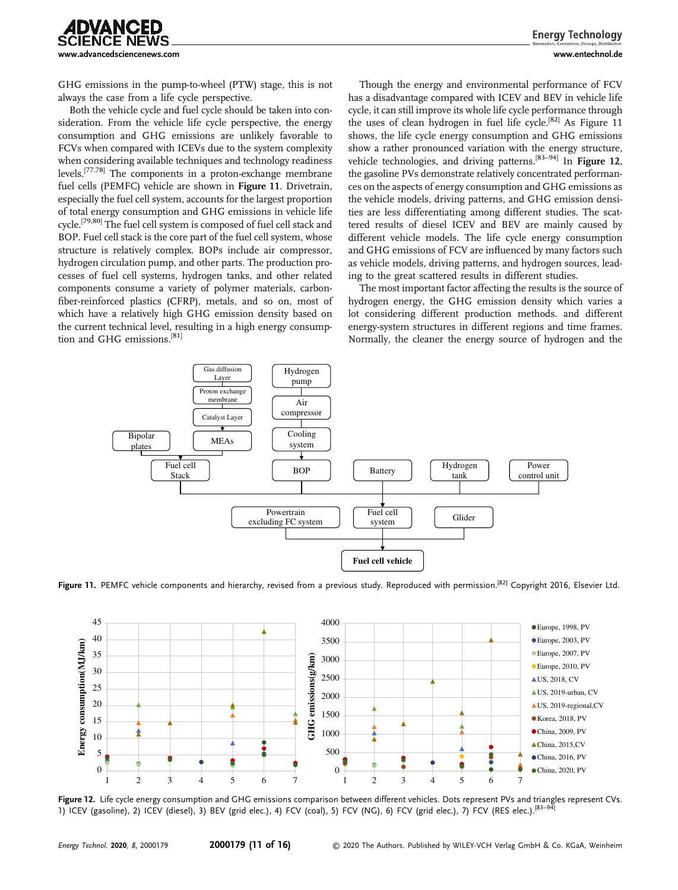GHG emissions in the pump-to-wheel (PTW) stage, this is not always the case from a life cycle perspective.

Both the vehicle cycle and fuel cycle should be taken into consideration. From the vehicle life cycle perspective, the energy consumption and GHG emissions are unlikely favorable to FCVs when compared with ICEVs due to the system complexity when considering available techniques and technology readiness levels.[77,78] The components in a proton-exchange membrane fuel cells (PEMFC) vehicle are shown in **Figure 11**. Drivetrain, especially the fuel cell system, accounts for the largest proportion of total energy consumption and GHG emissions in vehicle life cycle.[79,80] The fuel cell system is composed of fuel cell stack and BOP. Fuel cell stack is the core part of the fuel cell system, whose structure is relatively complex. BOPs include air compressor, hydrogen circulation pump, and other parts. The production processes of fuel cell systems, hydrogen tanks, and other related components consume a variety of polymer materials, carbon-fiber-reinforced plastics (CFRP), metals, and so on, most of which have a relatively high GHG emission density based on the current technical level, resulting in a high energy consumption and GHG emissions.[81]

Though the energy and environmental performance of FCV has a disadvantage compared with ICEV and BEV in vehicle life cycle, it can still improve its whole life cycle performance through the uses of clean hydrogen in fuel life cycle.[82] As Figure 11 shows, the life cycle energy consumption and GHG emissions show a rather pronounced variation with the energy structure, vehicle technologies, and driving patterns.[83–94] In **Figure 12**, the gasoline PVs demonstrate relatively concentrated performances on the aspects of energy consumption and GHG emissions as the vehicle models, driving patterns, and GHG emission densities are less differentiating among different studies. The scattered results of diesel ICEV and BEV are mainly caused by different vehicle models. The life cycle energy consumption and GHG emissions of FCV are influenced by many factors such as vehicle models, driving patterns, and hydrogen sources, leading to the great scattered results in different studies.

The most important factor affecting the results is the source of hydrogen energy, the GHG emission density which varies a lot considering different production methods. and different energy-system structures in different regions and time frames. Normally, the cleaner the energy source of hydrogen and the

**Figure 11.** PEMFC vehicle components and hierarchy, revised from a previous study. Reproduced with permission.[82] Copyright 2016, Elsevier Ltd.

**Figure 12.** Life cycle energy consumption and GHG emissions comparison between different vehicles. Dots represent PVs and triangles represent CVs. 1) ICEV (gasoline), 2) ICEV (diesel), 3) BEV (grid elec.), 4) FCV (coal), 5) FCV (NG), 6) FCV (grid elec.), 7) FCV (RES elec.).[83–94]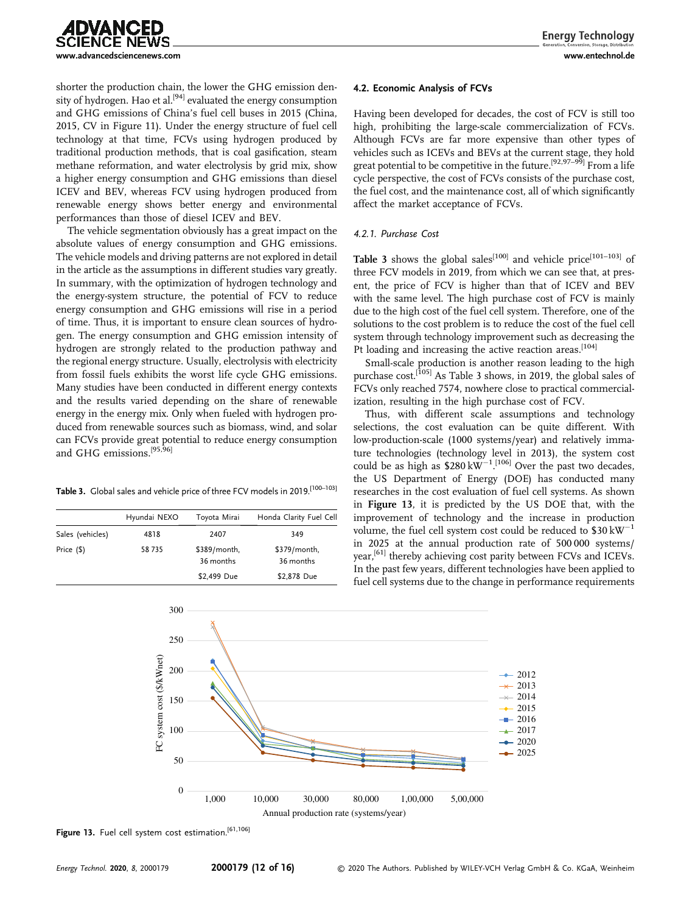shorter the production chain, the lower the GHG emission density of hydrogen. Hao et al.[94] evaluated the energy consumption and GHG emissions of China's fuel cell buses in 2015 (China, 2015, CV in Figure 11). Under the energy structure of fuel cell technology at that time, FCVs using hydrogen produced by traditional production methods, that is coal gasification, steam methane reformation, and water electrolysis by grid mix, show a higher energy consumption and GHG emissions than diesel ICEV and BEV, whereas FCV using hydrogen produced from renewable energy shows better energy and environmental performances than those of diesel ICEV and BEV.

The vehicle segmentation obviously has a great impact on the absolute values of energy consumption and GHG emissions. The vehicle models and driving patterns are not explored in detail in the article as the assumptions in different studies vary greatly. In summary, with the optimization of hydrogen technology and the energy-system structure, the potential of FCV to reduce energy consumption and GHG emissions will rise in a period of time. Thus, it is important to ensure clean sources of hydrogen. The energy consumption and GHG emission intensity of hydrogen are strongly related to the production pathway and the regional energy structure. Usually, electrolysis with electricity from fossil fuels exhibits the worst life cycle GHG emissions. Many studies have been conducted in different energy contexts and the results varied depending on the share of renewable energy in the energy mix. Only when fueled with hydrogen produced from renewable sources such as biomass, wind, and solar can FCVs provide great potential to reduce energy consumption and GHG emissions.[95,96]

**Table 3.** Global sales and vehicle price of three FCV models in 2019.[100–103]

| | Hyundai NEXO | Toyota Mirai | Honda Clarity Fuel Cell |
|---|---|---|---|
| Sales (vehicles) | 4818 | 2407 | 349 |
| Price ($) | 58 735 | $389/month, 36 months | $379/month, 36 months |
| | | $2,499 Due | $2,878 Due |

### 4.2. Economic Analysis of FCVs

Having been developed for decades, the cost of FCV is still too high, prohibiting the large-scale commercialization of FCVs. Although FCVs are far more expensive than other types of vehicles such as ICEVs and BEVs at the current stage, they hold great potential to be competitive in the future.[92,97–99] From a life cycle perspective, the cost of FCVs consists of the purchase cost, the fuel cost, and the maintenance cost, all of which significantly affect the market acceptance of FCVs.

#### *4.2.1. Purchase Cost*

**Table 3** shows the global sales[100] and vehicle price[101–103] of three FCV models in 2019, from which we can see that, at present, the price of FCV is higher than that of ICEV and BEV with the same level. The high purchase cost of FCV is mainly due to the high cost of the fuel cell system. Therefore, one of the solutions to the cost problem is to reduce the cost of the fuel cell system through technology improvement such as decreasing the Pt loading and increasing the active reaction areas.[104]

Small-scale production is another reason leading to the high purchase cost.[105] As Table 3 shows, in 2019, the global sales of FCVs only reached 7574, nowhere close to practical commercialization, resulting in the high purchase cost of FCV.

Thus, with different scale assumptions and technology selections, the cost evaluation can be quite different. With low-production-scale (1000 systems/year) and relatively immature technologies (technology level in 2013), the system cost could be as high as $280 kW$^{-1}$.[106] Over the past two decades, the US Department of Energy (DOE) has conducted many researches in the cost evaluation of fuel cell systems. As shown in **Figure 13**, it is predicted by the US DOE that, with the improvement of technology and the increase in production volume, the fuel cell system cost could be reduced to $30 kW$^{-1}$ in 2025 at the annual production rate of 500 000 systems/year,[61] thereby achieving cost parity between FCVs and ICEVs. In the past few years, different technologies have been applied to fuel cell systems due to the change in performance requirements

**Figure 13.** Fuel cell system cost estimation.[61,106]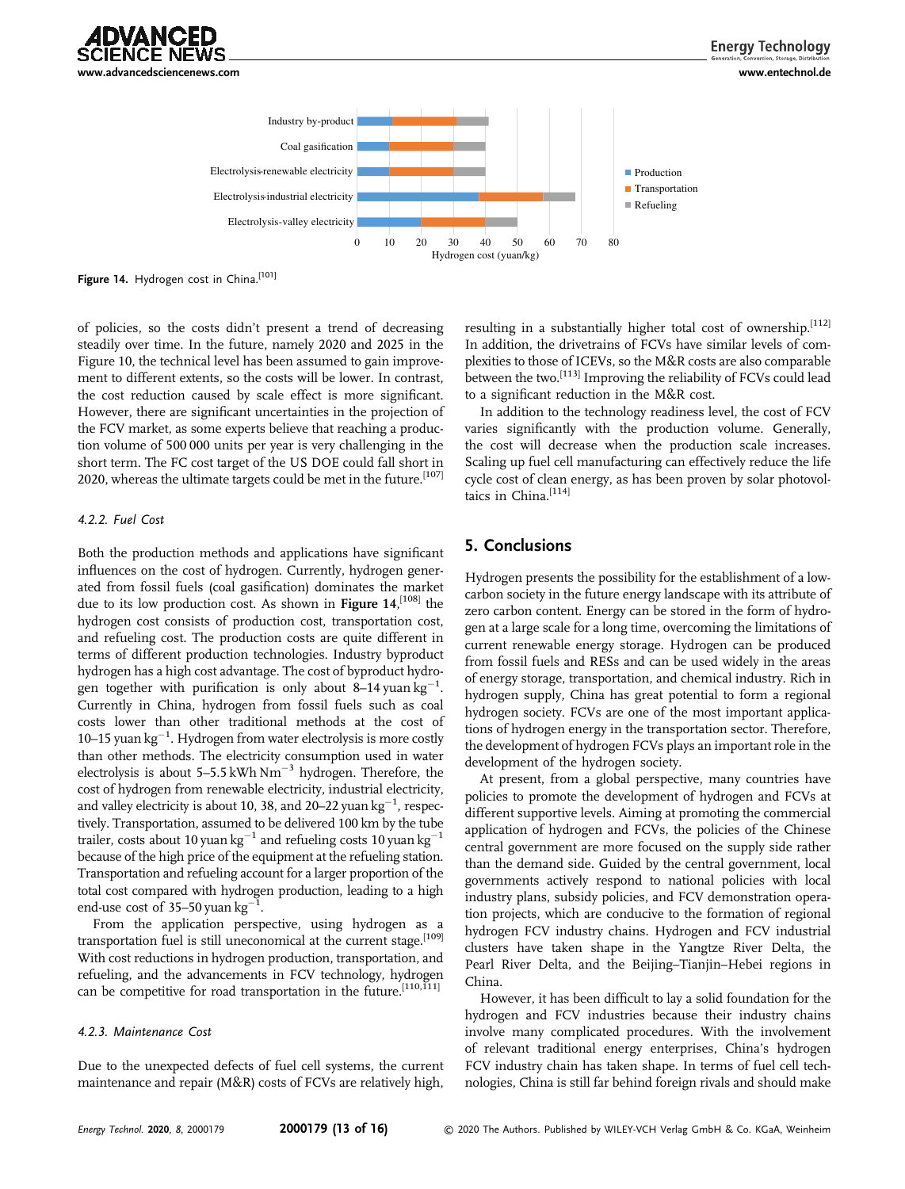Figure 14. Hydrogen cost in China.[101]

of policies, so the costs didn't present a trend of decreasing steadily over time. In the future, namely 2020 and 2025 in the Figure 10, the technical level has been assumed to gain improvement to different extents, so the costs will be lower. In contrast, the cost reduction caused by scale effect is more significant. However, there are significant uncertainties in the projection of the FCV market, as some experts believe that reaching a production volume of 500 000 units per year is very challenging in the short term. The FC cost target of the US DOE could fall short in 2020, whereas the ultimate targets could be met in the future.[107]

#### 4.2.2. Fuel Cost

Both the production methods and applications have significant influences on the cost of hydrogen. Currently, hydrogen generated from fossil fuels (coal gasification) dominates the market due to its low production cost. As shown in **Figure 14**,[108] the hydrogen cost consists of production cost, transportation cost, and refueling cost. The production costs are quite different in terms of different production technologies. Industry byproduct hydrogen has a high cost advantage. The cost of byproduct hydrogen together with purification is only about 8–14 yuan $kg^{-1}$. Currently in China, hydrogen from fossil fuels such as coal costs lower than other traditional methods at the cost of 10–15 yuan $kg^{-1}$. Hydrogen from water electrolysis is more costly than other methods. The electricity consumption used in water electrolysis is about 5–5.5 kWh $Nm^{-3}$ hydrogen. Therefore, the cost of hydrogen from renewable electricity, industrial electricity, and valley electricity is about 10, 38, and 20–22 yuan $kg^{-1}$, respectively. Transportation, assumed to be delivered 100 km by the tube trailer, costs about 10 yuan $kg^{-1}$ and refueling costs 10 yuan $kg^{-1}$ because of the high price of the equipment at the refueling station. Transportation and refueling account for a larger proportion of the total cost compared with hydrogen production, leading to a high end-use cost of 35–50 yuan $kg^{-1}$.

From the application perspective, using hydrogen as a transportation fuel is still uneconomical at the current stage.[109] With cost reductions in hydrogen production, transportation, and refueling, and the advancements in FCV technology, hydrogen can be competitive for road transportation in the future.[110,111]

#### 4.2.3. Maintenance Cost

Due to the unexpected defects of fuel cell systems, the current maintenance and repair (M&R) costs of FCVs are relatively high, resulting in a substantially higher total cost of ownership.[112] In addition, the drivetrains of FCVs have similar levels of complexities to those of ICEVs, so the M&R costs are also comparable between the two.[113] Improving the reliability of FCVs could lead to a significant reduction in the M&R cost.

In addition to the technology readiness level, the cost of FCV varies significantly with the production volume. Generally, the cost will decrease when the production scale increases. Scaling up fuel cell manufacturing can effectively reduce the life cycle cost of clean energy, as has been proven by solar photovoltaics in China.[114]

## 5. Conclusions

Hydrogen presents the possibility for the establishment of a low-carbon society in the future energy landscape with its attribute of zero carbon content. Energy can be stored in the form of hydrogen at a large scale for a long time, overcoming the limitations of current renewable energy storage. Hydrogen can be produced from fossil fuels and RESs and can be used widely in the areas of energy storage, transportation, and chemical industry. Rich in hydrogen supply, China has great potential to form a regional hydrogen society. FCVs are one of the most important applications of hydrogen energy in the transportation sector. Therefore, the development of hydrogen FCVs plays an important role in the development of the hydrogen society.

At present, from a global perspective, many countries have policies to promote the development of hydrogen and FCVs at different supportive levels. Aiming at promoting the commercial application of hydrogen and FCVs, the policies of the Chinese central government are more focused on the supply side rather than the demand side. Guided by the central government, local governments actively respond to national policies with local industry plans, subsidy policies, and FCV demonstration operation projects, which are conducive to the formation of regional hydrogen FCV industry chains. Hydrogen and FCV industrial clusters have taken shape in the Yangtze River Delta, the Pearl River Delta, and the Beijing–Tianjin–Hebei regions in China.

However, it has been difficult to lay a solid foundation for the hydrogen and FCV industries because their industry chains involve many complicated procedures. With the involvement of relevant traditional energy enterprises, China's hydrogen FCV industry chain has taken shape. In terms of fuel cell technologies, China is still far behind foreign rivals and should make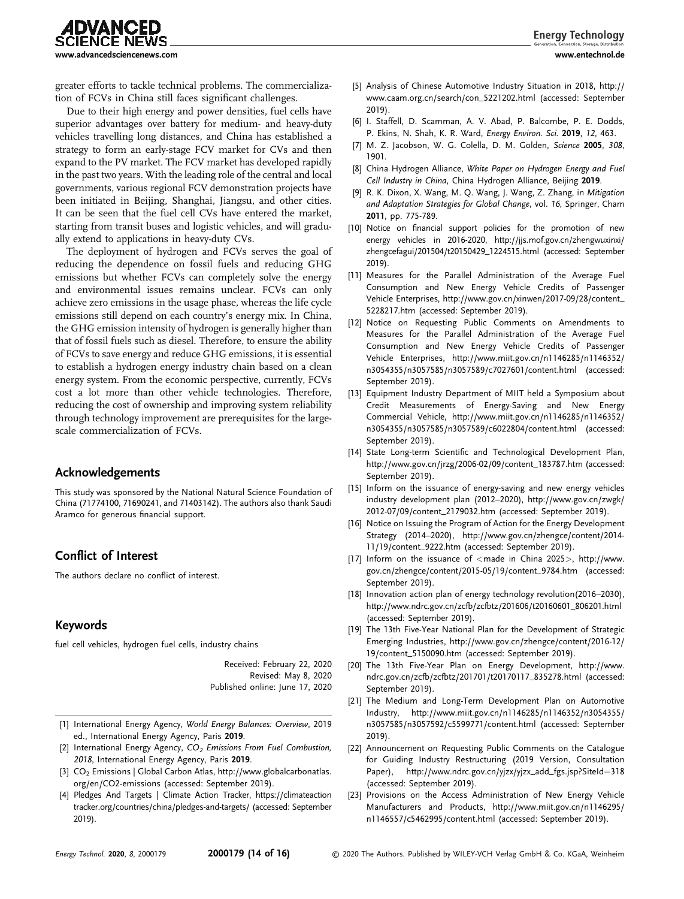greater efforts to tackle technical problems. The commercialization of FCVs in China still faces significant challenges.

Due to their high energy and power densities, fuel cells have superior advantages over battery for medium- and heavy-duty vehicles travelling long distances, and China has established a strategy to form an early-stage FCV market for CVs and then expand to the PV market. The FCV market has developed rapidly in the past two years. With the leading role of the central and local governments, various regional FCV demonstration projects have been initiated in Beijing, Shanghai, Jiangsu, and other cities. It can be seen that the fuel cell CVs have entered the market, starting from transit buses and logistic vehicles, and will gradually extend to applications in heavy-duty CVs.

The deployment of hydrogen and FCVs serves the goal of reducing the dependence on fossil fuels and reducing GHG emissions but whether FCVs can completely solve the energy and environmental issues remains unclear. FCVs can only achieve zero emissions in the usage phase, whereas the life cycle emissions still depend on each country's energy mix. In China, the GHG emission intensity of hydrogen is generally higher than that of fossil fuels such as diesel. Therefore, to ensure the ability of FCVs to save energy and reduce GHG emissions, it is essential to establish a hydrogen energy industry chain based on a clean energy system. From the economic perspective, currently, FCVs cost a lot more than other vehicle technologies. Therefore, reducing the cost of ownership and improving system reliability through technology improvement are prerequisites for the large-scale commercialization of FCVs.

## Acknowledgements

This study was sponsored by the National Natural Science Foundation of China (71774100, 71690241, and 71403142). The authors also thank Saudi Aramco for generous financial support.

## Conflict of Interest

The authors declare no conflict of interest.

## Keywords

fuel cell vehicles, hydrogen fuel cells, industry chains

Received: February 22, 2020
Revised: May 8, 2020
Published online: June 17, 2020

[1] International Energy Agency, *World Energy Balances: Overview*, 2019 ed., International Energy Agency, Paris **2019**.

[2] International Energy Agency, *$CO_2$ Emissions From Fuel Combustion, 2018*, International Energy Agency, Paris **2019**.

[3] $CO_2$ Emissions | Global Carbon Atlas, http://www.globalcarbonatlas.org/en/CO2-emissions (accessed: September 2019).

[4] Pledges And Targets | Climate Action Tracker, https://climateactiontracker.org/countries/china/pledges-and-targets/ (accessed: September 2019).

[5] Analysis of Chinese Automotive Industry Situation in 2018, http://www.caam.org.cn/search/con_5221202.html (accessed: September 2019).

[6] I. Staffell, D. Scamman, A. V. Abad, P. Balcombe, P. E. Dodds, P. Ekins, N. Shah, K. R. Ward, *Energy Environ. Sci.* **2019**, *12*, 463.

[7] M. Z. Jacobson, W. G. Colella, D. M. Golden, *Science* **2005**, *308*, 1901.

[8] China Hydrogen Alliance, *White Paper on Hydrogen Energy and Fuel Cell Industry in China*, China Hydrogen Alliance, Beijing **2019**.

[9] R. K. Dixon, X. Wang, M. Q. Wang, J. Wang, Z. Zhang, in *Mitigation and Adaptation Strategies for Global Change*, vol. *16*, Springer, Cham **2011**, pp. 775-789.

[10] Notice on financial support policies for the promotion of new energy vehicles in 2016-2020, http://jjs.mof.gov.cn/zhengwuxinxi/zhengcefagui/201504/t20150429_1224515.html (accessed: September 2019).

[11] Measures for the Parallel Administration of the Average Fuel Consumption and New Energy Vehicle Credits of Passenger Vehicle Enterprises, http://www.gov.cn/xinwen/2017-09/28/content_5228217.htm (accessed: September 2019).

[12] Notice on Requesting Public Comments on Amendments to Measures for the Parallel Administration of the Average Fuel Consumption and New Energy Vehicle Credits of Passenger Vehicle Enterprises, http://www.miit.gov.cn/n1146285/n1146352/n3054355/n3057585/n3057589/c7027601/content.html (accessed: September 2019).

[13] Equipment Industry Department of MIIT held a Symposium about Credit Measurements of Energy-Saving and New Energy Commercial Vehicle, http://www.miit.gov.cn/n1146285/n1146352/n3054355/n3057585/n3057589/c6022804/content.html (accessed: September 2019).

[14] State Long-term Scientific and Technological Development Plan, http://www.gov.cn/jrzg/2006-02/09/content_183787.htm (accessed: September 2019).

[15] Inform on the issuance of energy-saving and new energy vehicles industry development plan (2012–2020), http://www.gov.cn/zwgk/2012-07/09/content_2179032.htm (accessed: September 2019).

[16] Notice on Issuing the Program of Action for the Energy Development Strategy (2014–2020), http://www.gov.cn/zhengce/content/2014-11/19/content_9222.htm (accessed: September 2019).

[17] Inform on the issuance of <made in China 2025>, http://www.gov.cn/zhengce/content/2015-05/19/content_9784.htm (accessed: September 2019).

[18] Innovation action plan of energy technology revolution(2016–2030), http://www.ndrc.gov.cn/zcfb/zcfbtz/201606/t20160601_806201.html (accessed: September 2019).

[19] The 13th Five-Year National Plan for the Development of Strategic Emerging Industries, http://www.gov.cn/zhengce/content/2016-12/19/content_5150090.htm (accessed: September 2019).

[20] The 13th Five-Year Plan on Energy Development, http://www.ndrc.gov.cn/zcfb/zcfbtz/201701/t20170117_835278.html (accessed: September 2019).

[21] The Medium and Long-Term Development Plan on Automotive Industry, http://www.miit.gov.cn/n1146285/n1146352/n3054355/n3057585/n3057592/c5599771/content.html (accessed: September 2019).

[22] Announcement on Requesting Public Comments on the Catalogue for Guiding Industry Restructuring (2019 Version, Consultation Paper), http://www.ndrc.gov.cn/yjzx/yjzx_add_fgs.jsp?SiteId=318 (accessed: September 2019).

[23] Provisions on the Access Administration of New Energy Vehicle Manufacturers and Products, http://www.miit.gov.cn/n1146295/n1146557/c5462995/content.html (accessed: September 2019).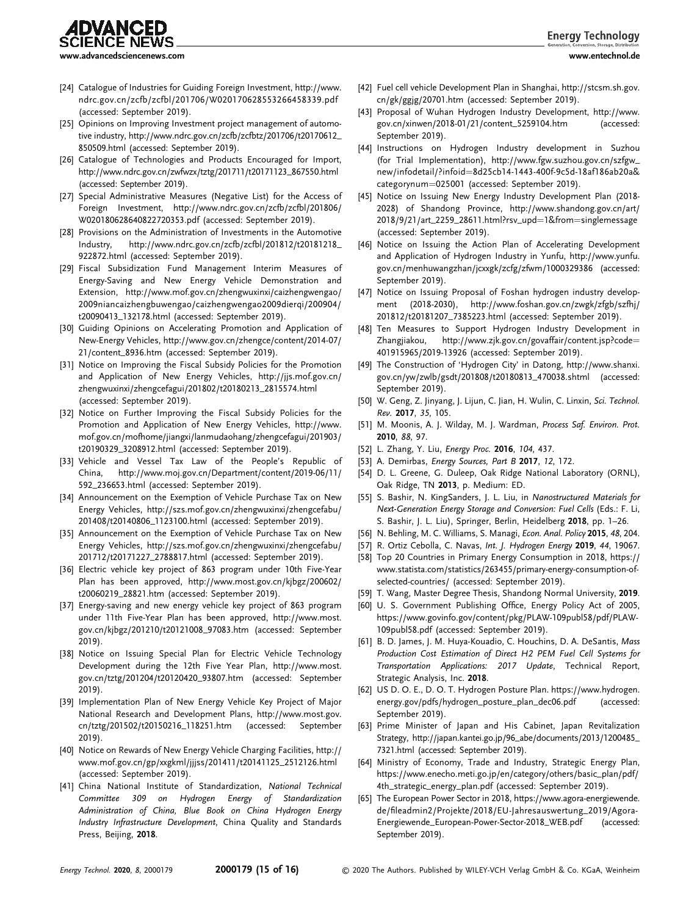[24] Catalogue of Industries for Guiding Foreign Investment, http://www.ndrc.gov.cn/zcfb/zcfbl/201706/W020170628553266458339.pdf (accessed: September 2019).

[25] Opinions on Improving Investment project management of automotive industry, http://www.ndrc.gov.cn/zcfb/zcfbtz/201706/t20170612_850509.html (accessed: September 2019).

[26] Catalogue of Technologies and Products Encouraged for Import, http://www.ndrc.gov.cn/zwfwzx/tztg/201711/t20171123_867550.html (accessed: September 2019).

[27] Special Administrative Measures (Negative List) for the Access of Foreign Investment, http://www.ndrc.gov.cn/zcfb/zcfbl/201806/W020180628640822720353.pdf (accessed: September 2019).

[28] Provisions on the Administration of Investments in the Automotive Industry, http://www.ndrc.gov.cn/zcfb/zcfbl/201812/t20181218_922872.html (accessed: September 2019).

[29] Fiscal Subsidization Fund Management Interim Measures of Energy-Saving and New Energy Vehicle Demonstration and Extension, http://www.mof.gov.cn/zhengwuxinxi/caizhengwengao/2009niancaizhengbuwengao/caizhengwengao2009dierqi/200904/t20090413_132178.html (accessed: September 2019).

[30] Guiding Opinions on Accelerating Promotion and Application of New-Energy Vehicles, http://www.gov.cn/zhengce/content/2014-07/21/content_8936.htm (accessed: September 2019).

[31] Notice on Improving the Fiscal Subsidy Policies for the Promotion and Application of New Energy Vehicles, http://jjs.mof.gov.cn/zhengwuxinxi/zhengcefagui/201802/t20180213_2815574.html (accessed: September 2019).

[32] Notice on Further Improving the Fiscal Subsidy Policies for the Promotion and Application of New Energy Vehicles, http://www.mof.gov.cn/mofhome/jiangxi/lanmudaohang/zhengcefagui/201903/t20190329_3208912.html (accessed: September 2019).

[33] Vehicle and Vessel Tax Law of the People's Republic of China, http://www.moj.gov.cn/Department/content/2019-06/11/592_236653.html (accessed: September 2019).

[34] Announcement on the Exemption of Vehicle Purchase Tax on New Energy Vehicles, http://szs.mof.gov.cn/zhengwuxinxi/zhengcefabu/201408/t20140806_1123100.html (accessed: September 2019).

[35] Announcement on the Exemption of Vehicle Purchase Tax on New Energy Vehicles, http://szs.mof.gov.cn/zhengwuxinxi/zhengcefabu/201712/t20171227_2788817.html (accessed: September 2019).

[36] Electric vehicle key project of 863 program under 10th Five-Year Plan has been approved, http://www.most.gov.cn/kjbgz/200602/t20060219_28821.htm (accessed: September 2019).

[37] Energy-saving and new energy vehicle key project of 863 program under 11th Five-Year Plan has been approved, http://www.most.gov.cn/kjbgz/201210/t20121008_97083.htm (accessed: September 2019).

[38] Notice on Issuing Special Plan for Electric Vehicle Technology Development during the 12th Five Year Plan, http://www.most.gov.cn/tztg/201204/t20120420_93807.htm (accessed: September 2019).

[39] Implementation Plan of New Energy Vehicle Key Project of Major National Research and Development Plans, http://www.most.gov.cn/tztg/201502/t20150216_118251.htm (accessed: September 2019).

[40] Notice on Rewards of New Energy Vehicle Charging Facilities, http://www.mof.gov.cn/gp/xxgkml/jjjss/201411/t20141125_2512126.html (accessed: September 2019).

[41] China National Institute of Standardization, *National Technical Committee 309 on Hydrogen Energy of Standardization Administration of China, Blue Book on China Hydrogen Energy Industry Infrastructure Development*, China Quality and Standards Press, Beijing, **2018**.

[42] Fuel cell vehicle Development Plan in Shanghai, http://stcsm.sh.gov.cn/gk/ggjg/20701.htm (accessed: September 2019).

[43] Proposal of Wuhan Hydrogen Industry Development, http://www.gov.cn/xinwen/2018-01/21/content_5259104.htm (accessed: September 2019).

[44] Instructions on Hydrogen Industry development in Suzhou (for Trial Implementation), http://www.fgw.suzhou.gov.cn/szfgw_new/infodetail/?infoid=8d25cb14-1443-400f-9c5d-18af186ab20a&categorynum=025001 (accessed: September 2019).

[45] Notice on Issuing New Energy Industry Development Plan (2018-2028) of Shandong Province, http://www.shandong.gov.cn/art/2018/9/21/art_2259_28611.html?rsv_upd=1&from=singlemessage (accessed: September 2019).

[46] Notice on Issuing the Action Plan of Accelerating Development and Application of Hydrogen Industry in Yunfu, http://www.yunfu.gov.cn/menhuwangzhan/jcxxgk/zcfg/zfwm/1000329386 (accessed: September 2019).

[47] Notice on Issuing Proposal of Foshan hydrogen industry development (2018-2030), http://www.foshan.gov.cn/zwgk/zfgb/szfhj/201812/t20181207_7385223.html (accessed: September 2019).

[48] Ten Measures to Support Hydrogen Industry Development in Zhangjiakou, http://www.zjk.gov.cn/govaffair/content.jsp?code=401915965/2019-13926 (accessed: September 2019).

[49] The Construction of 'Hydrogen City' in Datong, http://www.shanxi.gov.cn/yw/zwlb/gsdt/201808/t20180813_470038.shtml (accessed: September 2019).

[50] W. Geng, Z. Jinyang, J. Lijun, C. Jian, H. Wulin, C. Linxin, *Sci. Technol. Rev.* **2017**, *35*, 105.

[51] M. Moonis, A. J. Wilday, M. J. Wardman, *Process Saf. Environ. Prot.* **2010**, *88*, 97.

[52] L. Zhang, Y. Liu, *Energy Proc.* **2016**, *104*, 437.

[53] A. Demirbas, *Energy Sources, Part B* **2017**, *12*, 172.

[54] D. L. Greene, G. Duleep, Oak Ridge National Laboratory (ORNL), Oak Ridge, TN **2013**, p. Medium: ED.

[55] S. Bashir, N. KingSanders, J. L. Liu, in *Nanostructured Materials for Next-Generation Energy Storage and Conversion: Fuel Cells* (Eds.: F. Li, S. Bashir, J. L. Liu), Springer, Berlin, Heidelberg **2018**, pp. 1–26.

[56] N. Behling, M. C. Williams, S. Managi, *Econ. Anal. Policy* **2015**, *48*, 204.

[57] R. Ortiz Cebolla, C. Navas, *Int. J. Hydrogen Energy* **2019**, *44*, 19067.

[58] Top 20 Countries in Primary Energy Consumption in 2018, https://www.statista.com/statistics/263455/primary-energy-consumption-of-selected-countries/ (accessed: September 2019).

[59] T. Wang, Master Degree Thesis, Shandong Normal University, **2019**.

[60] U. S. Government Publishing Office, Energy Policy Act of 2005, https://www.govinfo.gov/content/pkg/PLAW-109publ58/pdf/PLAW-109publ58.pdf (accessed: September 2019).

[61] B. D. James, J. M. Huya-Kouadio, C. Houchins, D. A. DeSantis, *Mass Production Cost Estimation of Direct H2 PEM Fuel Cell Systems for Transportation Applications: 2017 Update*, Technical Report, Strategic Analysis, Inc. **2018**.

[62] US D. O. E., D. O. T. Hydrogen Posture Plan. https://www.hydrogen.energy.gov/pdfs/hydrogen_posture_plan_dec06.pdf (accessed: September 2019).

[63] Prime Minister of Japan and His Cabinet, Japan Revitalization Strategy, http://japan.kantei.go.jp/96_abe/documents/2013/1200485_7321.html (accessed: September 2019).

[64] Ministry of Economy, Trade and Industry, Strategic Energy Plan, https://www.enecho.meti.go.jp/en/category/others/basic_plan/pdf/4th_strategic_energy_plan.pdf (accessed: September 2019).

[65] The European Power Sector in 2018, https://www.agora-energiewende.de/fileadmin2/Projekte/2018/EU-Jahresauswertung_2019/Agora-Energiewende_European-Power-Sector-2018_WEB.pdf (accessed: September 2019).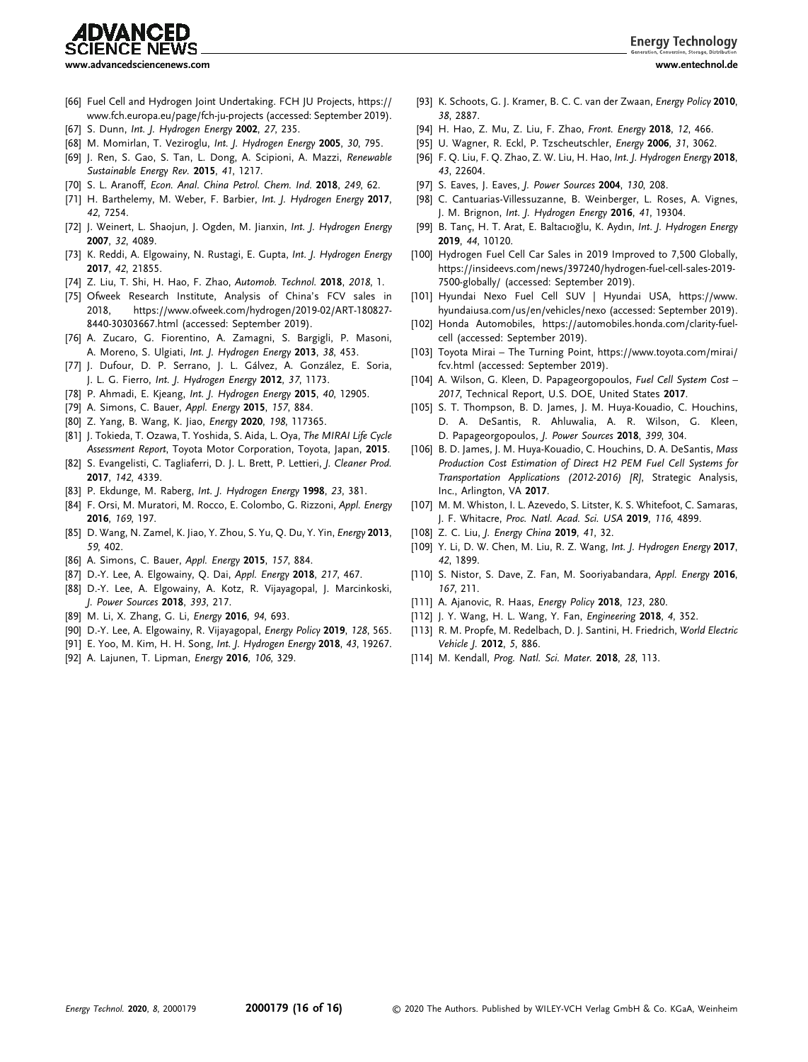[66] Fuel Cell and Hydrogen Joint Undertaking. FCH JU Projects, https://www.fch.europa.eu/page/fch-ju-projects (accessed: September 2019).

[67] S. Dunn, *Int. J. Hydrogen Energy* **2002**, *27*, 235.

[68] M. Momirlan, T. Veziroglu, *Int. J. Hydrogen Energy* **2005**, *30*, 795.

[69] J. Ren, S. Gao, S. Tan, L. Dong, A. Scipioni, A. Mazzi, *Renewable Sustainable Energy Rev.* **2015**, *41*, 1217.

[70] S. L. Aranoff, *Econ. Anal. China Petrol. Chem. Ind.* **2018**, *249*, 62.

[71] H. Barthelemy, M. Weber, F. Barbier, *Int. J. Hydrogen Energy* **2017**, *42*, 7254.

[72] J. Weinert, L. Shaojun, J. Ogden, M. Jianxin, *Int. J. Hydrogen Energy* **2007**, *32*, 4089.

[73] K. Reddi, A. Elgowainy, N. Rustagi, E. Gupta, *Int. J. Hydrogen Energy* **2017**, *42*, 21855.

[74] Z. Liu, T. Shi, H. Hao, F. Zhao, *Automob. Technol.* **2018**, *2018*, 1.

[75] Ofweek Research Institute, Analysis of China's FCV sales in 2018, https://www.ofweek.com/hydrogen/2019-02/ART-180827-8440-30303667.html (accessed: September 2019).

[76] A. Zucaro, G. Fiorentino, A. Zamagni, S. Bargigli, P. Masoni, A. Moreno, S. Ulgiati, *Int. J. Hydrogen Energy* **2013**, *38*, 453.

[77] J. Dufour, D. P. Serrano, J. L. Gálvez, A. González, E. Soria, J. L. G. Fierro, *Int. J. Hydrogen Energy* **2012**, *37*, 1173.

[78] P. Ahmadi, E. Kjeang, *Int. J. Hydrogen Energy* **2015**, *40*, 12905.

[79] A. Simons, C. Bauer, *Appl. Energy* **2015**, *157*, 884.

[80] Z. Yang, B. Wang, K. Jiao, *Energy* **2020**, *198*, 117365.

[81] J. Tokieda, T. Ozawa, T. Yoshida, S. Aida, L. Oya, *The MIRAI Life Cycle Assessment Report*, Toyota Motor Corporation, Toyota, Japan, **2015**.

[82] S. Evangelisti, C. Tagliaferri, D. J. L. Brett, P. Lettieri, *J. Cleaner Prod.* **2017**, *142*, 4339.

[83] P. Ekdunge, M. Raberg, *Int. J. Hydrogen Energy* **1998**, *23*, 381.

[84] F. Orsi, M. Muratori, M. Rocco, E. Colombo, G. Rizzoni, *Appl. Energy* **2016**, *169*, 197.

[85] D. Wang, N. Zamel, K. Jiao, Y. Zhou, S. Yu, Q. Du, Y. Yin, *Energy* **2013**, *59*, 402.

[86] A. Simons, C. Bauer, *Appl. Energy* **2015**, *157*, 884.

[87] D.-Y. Lee, A. Elgowainy, Q. Dai, *Appl. Energy* **2018**, *217*, 467.

[88] D.-Y. Lee, A. Elgowainy, A. Kotz, R. Vijayagopal, J. Marcinkoski, *J. Power Sources* **2018**, *393*, 217.

[89] M. Li, X. Zhang, G. Li, *Energy* **2016**, *94*, 693.

[90] D.-Y. Lee, A. Elgowainy, R. Vijayagopal, *Energy Policy* **2019**, *128*, 565.

[91] E. Yoo, M. Kim, H. H. Song, *Int. J. Hydrogen Energy* **2018**, *43*, 19267.

[92] A. Lajunen, T. Lipman, *Energy* **2016**, *106*, 329.

[93] K. Schoots, G. J. Kramer, B. C. C. van der Zwaan, *Energy Policy* **2010**, *38*, 2887.

[94] H. Hao, Z. Mu, Z. Liu, F. Zhao, *Front. Energy* **2018**, *12*, 466.

[95] U. Wagner, R. Eckl, P. Tzscheutschler, *Energy* **2006**, *31*, 3062.

[96] F. Q. Liu, F. Q. Zhao, Z. W. Liu, H. Hao, *Int. J. Hydrogen Energy* **2018**, *43*, 22604.

[97] S. Eaves, J. Eaves, *J. Power Sources* **2004**, *130*, 208.

[98] C. Cantuarias-Villessuzanne, B. Weinberger, L. Roses, A. Vignes, J. M. Brignon, *Int. J. Hydrogen Energy* **2016**, *41*, 19304.

[99] B. Tanç, H. T. Arat, E. Baltacıoğlu, K. Aydın, *Int. J. Hydrogen Energy* **2019**, *44*, 10120.

[100] Hydrogen Fuel Cell Car Sales in 2019 Improved to 7,500 Globally, https://insideevs.com/news/397240/hydrogen-fuel-cell-sales-2019-7500-globally/ (accessed: September 2019).

[101] Hyundai Nexo Fuel Cell SUV | Hyundai USA, https://www.hyundaiusa.com/us/en/vehicles/nexo (accessed: September 2019).

[102] Honda Automobiles, https://automobiles.honda.com/clarity-fuel-cell (accessed: September 2019).

[103] Toyota Mirai – The Turning Point, https://www.toyota.com/mirai/fcv.html (accessed: September 2019).

[104] A. Wilson, G. Kleen, D. Papageorgopoulos, *Fuel Cell System Cost – 2017*, Technical Report, U.S. DOE, United States **2017**.

[105] S. T. Thompson, B. D. James, J. M. Huya-Kouadio, C. Houchins, D. A. DeSantis, R. Ahluwalia, A. R. Wilson, G. Kleen, D. Papageorgopoulos, *J. Power Sources* **2018**, *399*, 304.

[106] B. D. James, J. M. Huya-Kouadio, C. Houchins, D. A. DeSantis, *Mass Production Cost Estimation of Direct H2 PEM Fuel Cell Systems for Transportation Applications (2012-2016) [R]*, Strategic Analysis, Inc., Arlington, VA **2017**.

[107] M. M. Whiston, I. L. Azevedo, S. Litster, K. S. Whitefoot, C. Samaras, J. F. Whitacre, *Proc. Natl. Acad. Sci. USA* **2019**, *116*, 4899.

[108] Z. C. Liu, *J. Energy China* **2019**, *41*, 32.

[109] Y. Li, D. W. Chen, M. Liu, R. Z. Wang, *Int. J. Hydrogen Energy* **2017**, *42*, 1899.

[110] S. Nistor, S. Dave, Z. Fan, M. Sooriyabandara, *Appl. Energy* **2016**, *167*, 211.

[111] A. Ajanovic, R. Haas, *Energy Policy* **2018**, *123*, 280.

[112] J. Y. Wang, H. L. Wang, Y. Fan, *Engineering* **2018**, *4*, 352.

[113] R. M. Propfe, M. Redelbach, D. J. Santini, H. Friedrich, *World Electric Vehicle J.* **2012**, *5*, 886.

[114] M. Kendall, *Prog. Natl. Sci. Mater.* **2018**, *28*, 113.